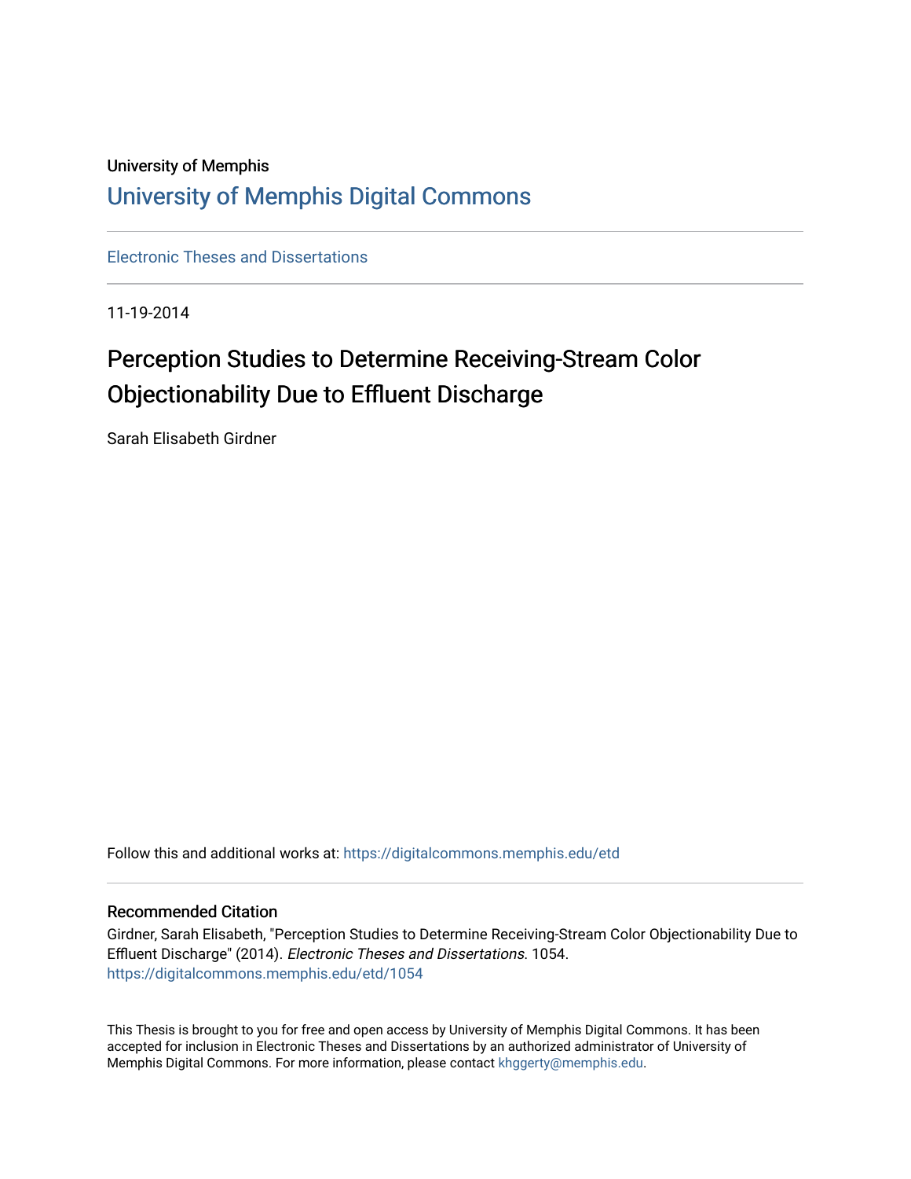University of Memphis

# University of Memphis Digital Commons

Electronic Theses and Dissertations

11-19-2014

## Perception Studies to Determine Receiving-Stream Color Objectionability Due to Effluent Discharge

Sarah Elisabeth Girdner

Follow this and additional works at: https://digitalcommons.memphis.edu/etd

### Recommended Citation

Girdner, Sarah Elisabeth, "Perception Studies to Determine Receiving-Stream Color Objectionability Due to Effluent Discharge" (2014). *Electronic Theses and Dissertations*. 1054.
https://digitalcommons.memphis.edu/etd/1054

This Thesis is brought to you for free and open access by University of Memphis Digital Commons. It has been accepted for inclusion in Electronic Theses and Dissertations by an authorized administrator of University of Memphis Digital Commons. For more information, please contact khggerty@memphis.edu.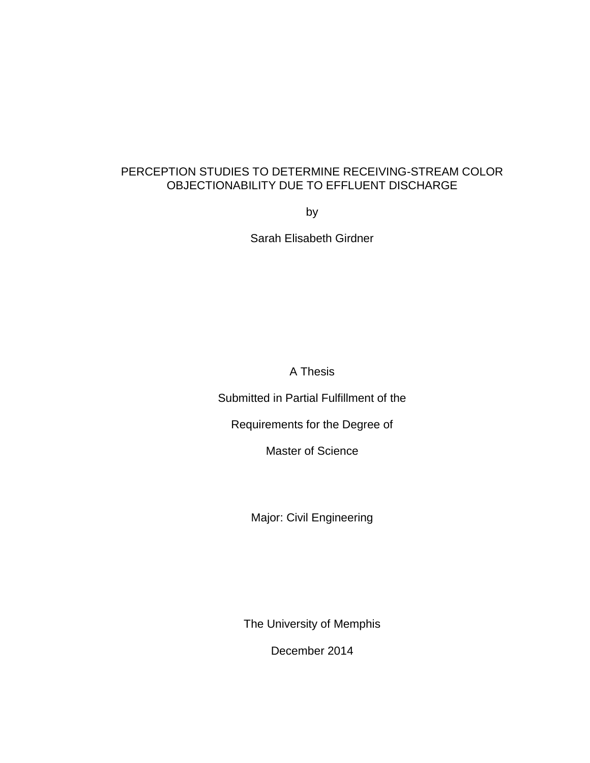# PERCEPTION STUDIES TO DETERMINE RECEIVING-STREAM COLOR OBJECTIONABILITY DUE TO EFFLUENT DISCHARGE

by

Sarah Elisabeth Girdner

A Thesis

Submitted in Partial Fulfillment of the

Requirements for the Degree of

Master of Science

Major: Civil Engineering

The University of Memphis

December 2014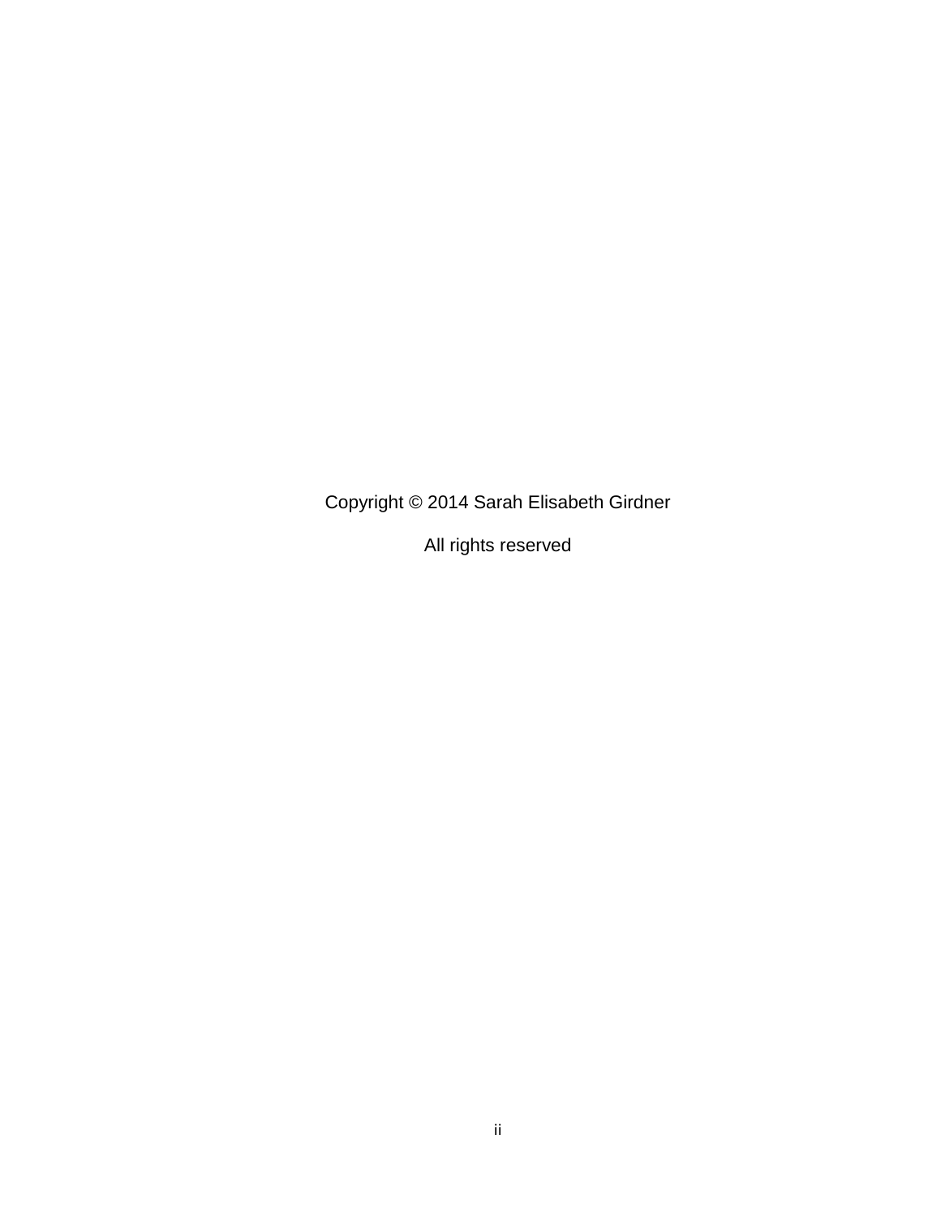Copyright © 2014 Sarah Elisabeth Girdner

All rights reserved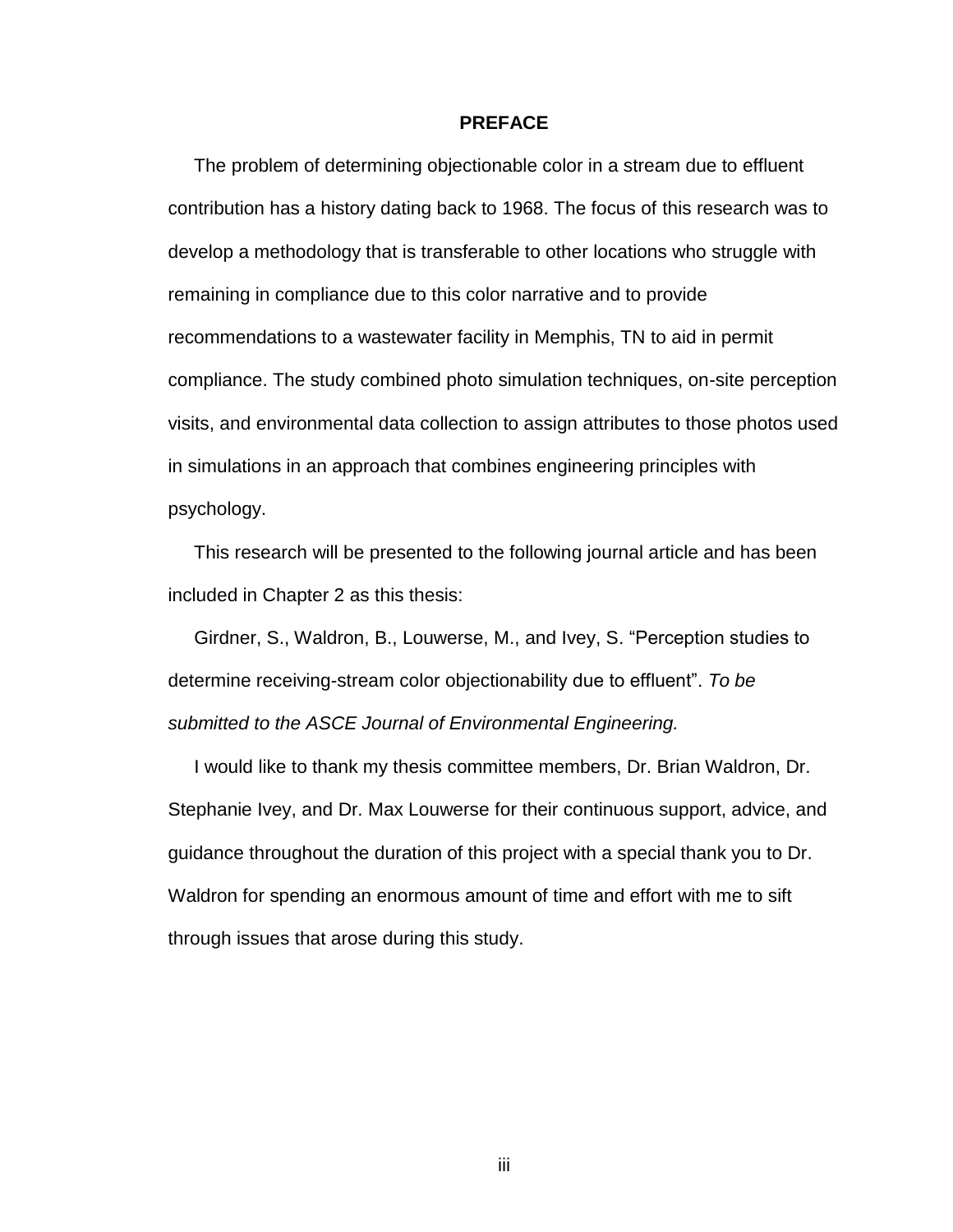# PREFACE

The problem of determining objectionable color in a stream due to effluent contribution has a history dating back to 1968. The focus of this research was to develop a methodology that is transferable to other locations who struggle with remaining in compliance due to this color narrative and to provide recommendations to a wastewater facility in Memphis, TN to aid in permit compliance. The study combined photo simulation techniques, on-site perception visits, and environmental data collection to assign attributes to those photos used in simulations in an approach that combines engineering principles with psychology.

This research will be presented to the following journal article and has been included in Chapter 2 as this thesis:

Girdner, S., Waldron, B., Louwerse, M., and Ivey, S. "Perception studies to determine receiving-stream color objectionability due to effluent". *To be submitted to the ASCE Journal of Environmental Engineering.*

I would like to thank my thesis committee members, Dr. Brian Waldron, Dr. Stephanie Ivey, and Dr. Max Louwerse for their continuous support, advice, and guidance throughout the duration of this project with a special thank you to Dr. Waldron for spending an enormous amount of time and effort with me to sift through issues that arose during this study.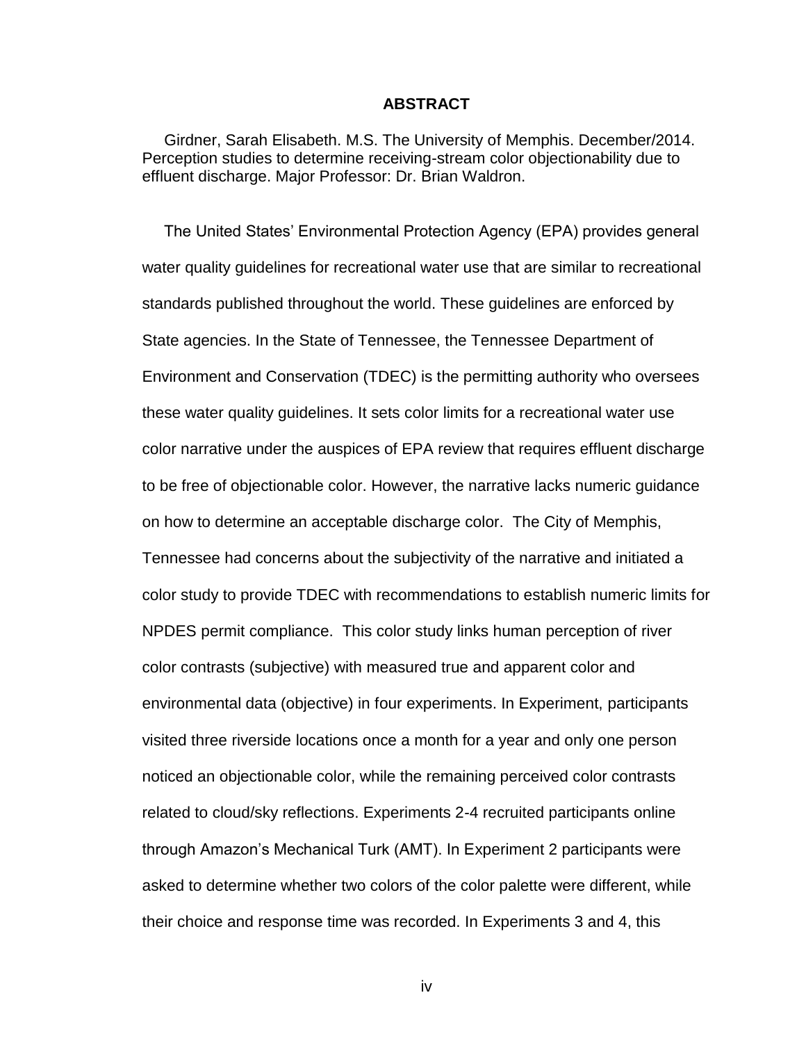## ABSTRACT

Girdner, Sarah Elisabeth. M.S. The University of Memphis. December/2014. Perception studies to determine receiving-stream color objectionability due to effluent discharge. Major Professor: Dr. Brian Waldron.

The United States' Environmental Protection Agency (EPA) provides general water quality guidelines for recreational water use that are similar to recreational standards published throughout the world. These guidelines are enforced by State agencies. In the State of Tennessee, the Tennessee Department of Environment and Conservation (TDEC) is the permitting authority who oversees these water quality guidelines. It sets color limits for a recreational water use color narrative under the auspices of EPA review that requires effluent discharge to be free of objectionable color. However, the narrative lacks numeric guidance on how to determine an acceptable discharge color. The City of Memphis, Tennessee had concerns about the subjectivity of the narrative and initiated a color study to provide TDEC with recommendations to establish numeric limits for NPDES permit compliance. This color study links human perception of river color contrasts (subjective) with measured true and apparent color and environmental data (objective) in four experiments. In Experiment, participants visited three riverside locations once a month for a year and only one person noticed an objectionable color, while the remaining perceived color contrasts related to cloud/sky reflections. Experiments 2-4 recruited participants online through Amazon's Mechanical Turk (AMT). In Experiment 2 participants were asked to determine whether two colors of the color palette were different, while their choice and response time was recorded. In Experiments 3 and 4, this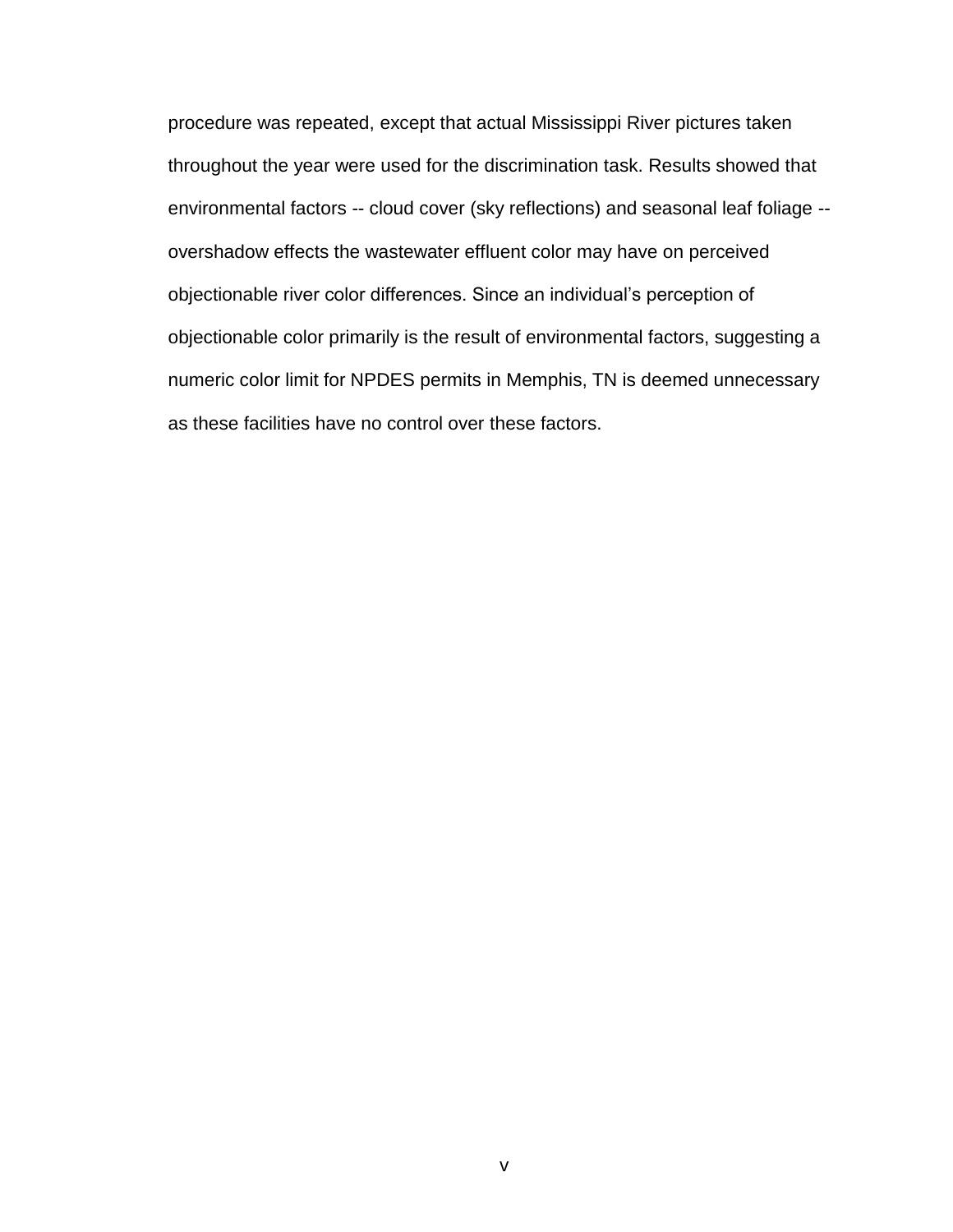procedure was repeated, except that actual Mississippi River pictures taken throughout the year were used for the discrimination task. Results showed that environmental factors -- cloud cover (sky reflections) and seasonal leaf foliage -- overshadow effects the wastewater effluent color may have on perceived objectionable river color differences. Since an individual's perception of objectionable color primarily is the result of environmental factors, suggesting a numeric color limit for NPDES permits in Memphis, TN is deemed unnecessary as these facilities have no control over these factors.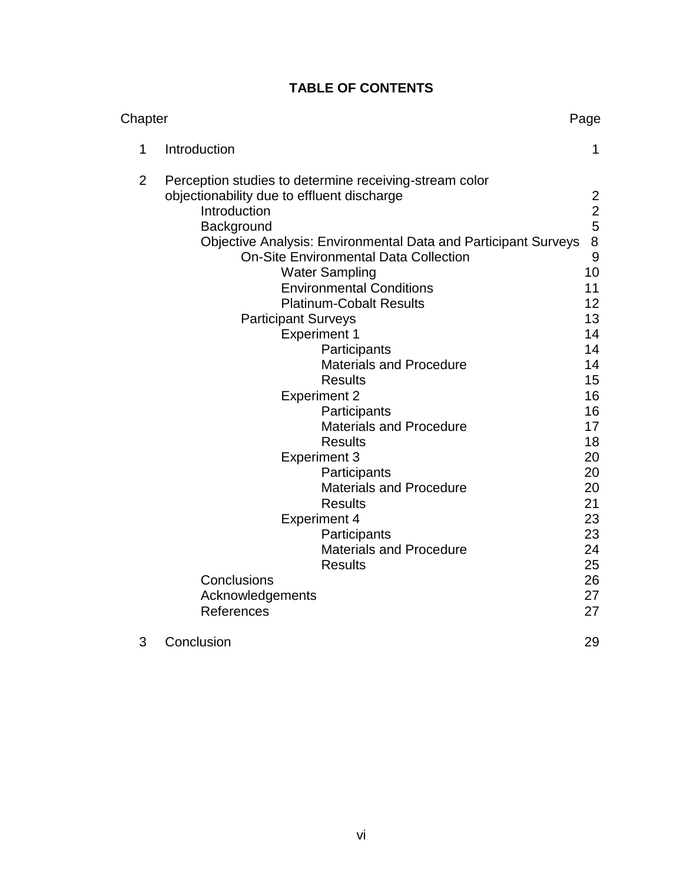# TABLE OF CONTENTS

| Chapter | | Page |
|---|---|---|
| 1 | Introduction | 1 |
| 2 | Perception studies to determine receiving-stream color objectionability due to effluent discharge | 2 |
| | Introduction | 2 |
| | Background | 5 |
| | Objective Analysis: Environmental Data and Participant Surveys | 8 |
| | On-Site Environmental Data Collection | 9 |
| | Water Sampling | 10 |
| | Environmental Conditions | 11 |
| | Platinum-Cobalt Results | 12 |
| | Participant Surveys | 13 |
| | Experiment 1 | 14 |
| | Participants | 14 |
| | Materials and Procedure | 14 |
| | Results | 15 |
| | Experiment 2 | 16 |
| | Participants | 16 |
| | Materials and Procedure | 17 |
| | Results | 18 |
| | Experiment 3 | 20 |
| | Participants | 20 |
| | Materials and Procedure | 20 |
| | Results | 21 |
| | Experiment 4 | 23 |
| | Participants | 23 |
| | Materials and Procedure | 24 |
| | Results | 25 |
| | Conclusions | 26 |
| | Acknowledgements | 27 |
| | References | 27 |
| 3 | Conclusion | 29 |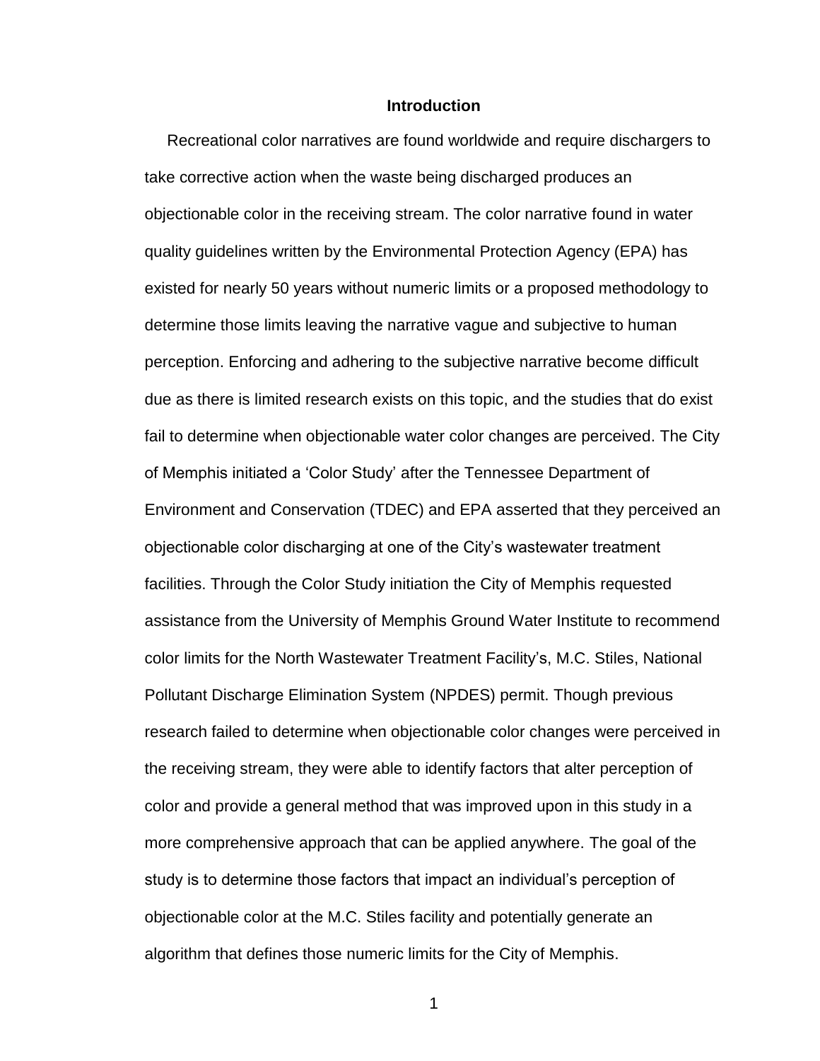# Introduction

Recreational color narratives are found worldwide and require dischargers to take corrective action when the waste being discharged produces an objectionable color in the receiving stream. The color narrative found in water quality guidelines written by the Environmental Protection Agency (EPA) has existed for nearly 50 years without numeric limits or a proposed methodology to determine those limits leaving the narrative vague and subjective to human perception. Enforcing and adhering to the subjective narrative become difficult due as there is limited research exists on this topic, and the studies that do exist fail to determine when objectionable water color changes are perceived. The City of Memphis initiated a 'Color Study' after the Tennessee Department of Environment and Conservation (TDEC) and EPA asserted that they perceived an objectionable color discharging at one of the City's wastewater treatment facilities. Through the Color Study initiation the City of Memphis requested assistance from the University of Memphis Ground Water Institute to recommend color limits for the North Wastewater Treatment Facility's, M.C. Stiles, National Pollutant Discharge Elimination System (NPDES) permit. Though previous research failed to determine when objectionable color changes were perceived in the receiving stream, they were able to identify factors that alter perception of color and provide a general method that was improved upon in this study in a more comprehensive approach that can be applied anywhere. The goal of the study is to determine those factors that impact an individual's perception of objectionable color at the M.C. Stiles facility and potentially generate an algorithm that defines those numeric limits for the City of Memphis.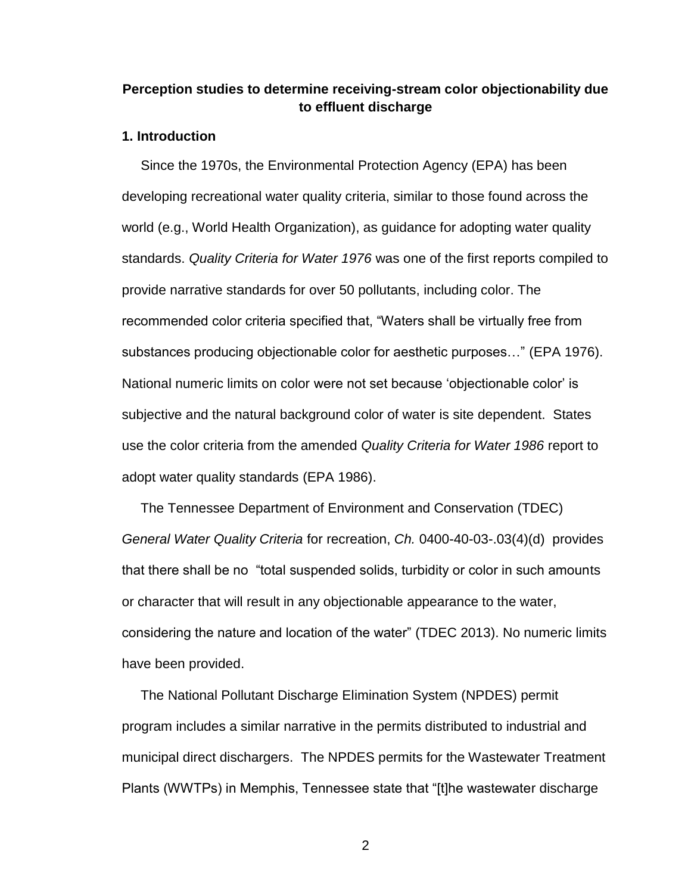**Perception studies to determine receiving-stream color objectionability due to effluent discharge**

## 1. Introduction

Since the 1970s, the Environmental Protection Agency (EPA) has been developing recreational water quality criteria, similar to those found across the world (e.g., World Health Organization), as guidance for adopting water quality standards. *Quality Criteria for Water 1976* was one of the first reports compiled to provide narrative standards for over 50 pollutants, including color. The recommended color criteria specified that, "Waters shall be virtually free from substances producing objectionable color for aesthetic purposes…" (EPA 1976). National numeric limits on color were not set because 'objectionable color' is subjective and the natural background color of water is site dependent. States use the color criteria from the amended *Quality Criteria for Water 1986* report to adopt water quality standards (EPA 1986).

The Tennessee Department of Environment and Conservation (TDEC) *General Water Quality Criteria* for recreation, *Ch.* 0400-40-03-.03(4)(d) provides that there shall be no "total suspended solids, turbidity or color in such amounts or character that will result in any objectionable appearance to the water, considering the nature and location of the water" (TDEC 2013). No numeric limits have been provided.

The National Pollutant Discharge Elimination System (NPDES) permit program includes a similar narrative in the permits distributed to industrial and municipal direct dischargers. The NPDES permits for the Wastewater Treatment Plants (WWTPs) in Memphis, Tennessee state that "[t]he wastewater discharge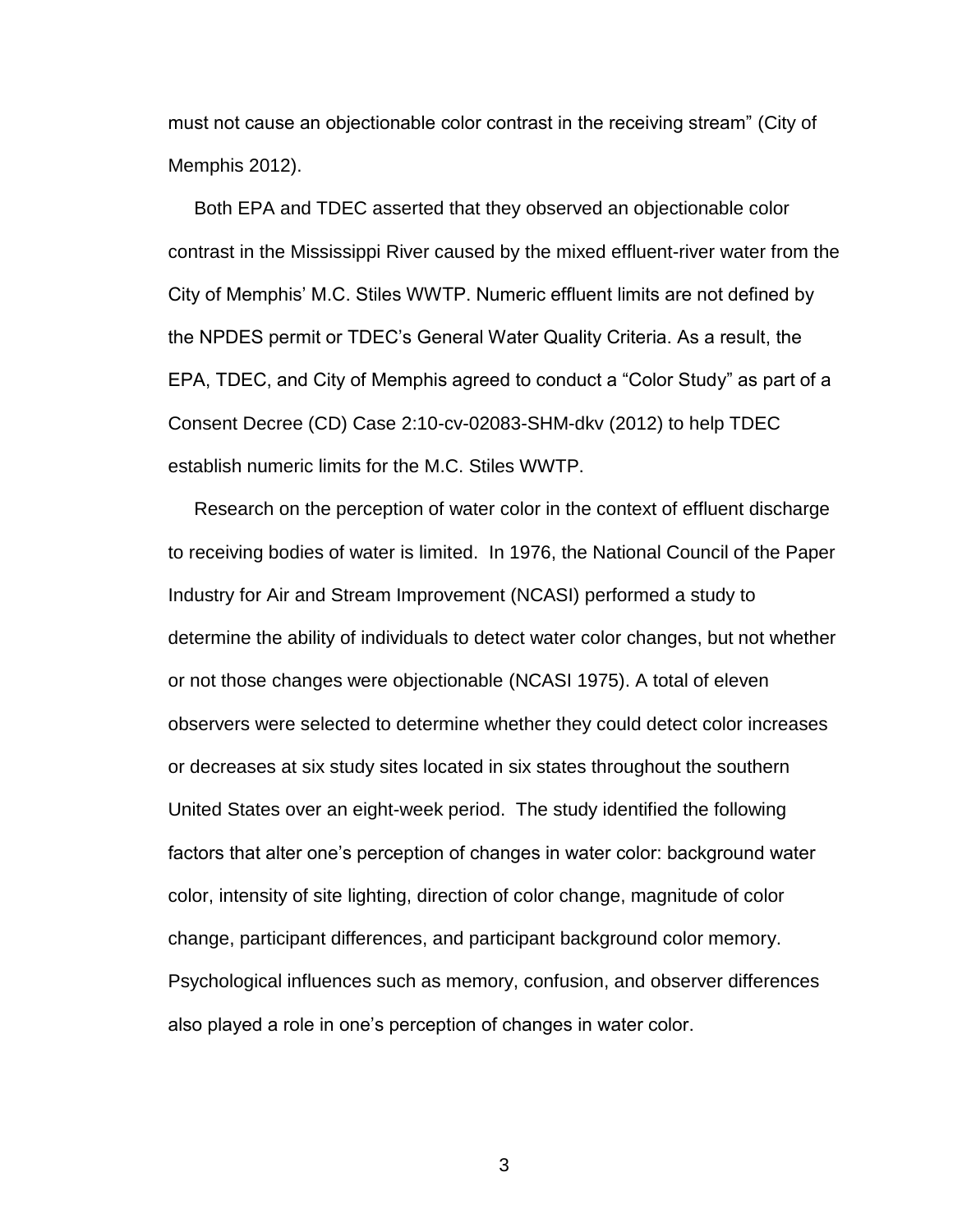must not cause an objectionable color contrast in the receiving stream" (City of Memphis 2012).

Both EPA and TDEC asserted that they observed an objectionable color contrast in the Mississippi River caused by the mixed effluent-river water from the City of Memphis' M.C. Stiles WWTP. Numeric effluent limits are not defined by the NPDES permit or TDEC's General Water Quality Criteria. As a result, the EPA, TDEC, and City of Memphis agreed to conduct a "Color Study" as part of a Consent Decree (CD) Case 2:10-cv-02083-SHM-dkv (2012) to help TDEC establish numeric limits for the M.C. Stiles WWTP.

Research on the perception of water color in the context of effluent discharge to receiving bodies of water is limited. In 1976, the National Council of the Paper Industry for Air and Stream Improvement (NCASI) performed a study to determine the ability of individuals to detect water color changes, but not whether or not those changes were objectionable (NCASI 1975). A total of eleven observers were selected to determine whether they could detect color increases or decreases at six study sites located in six states throughout the southern United States over an eight-week period. The study identified the following factors that alter one's perception of changes in water color: background water color, intensity of site lighting, direction of color change, magnitude of color change, participant differences, and participant background color memory. Psychological influences such as memory, confusion, and observer differences also played a role in one's perception of changes in water color.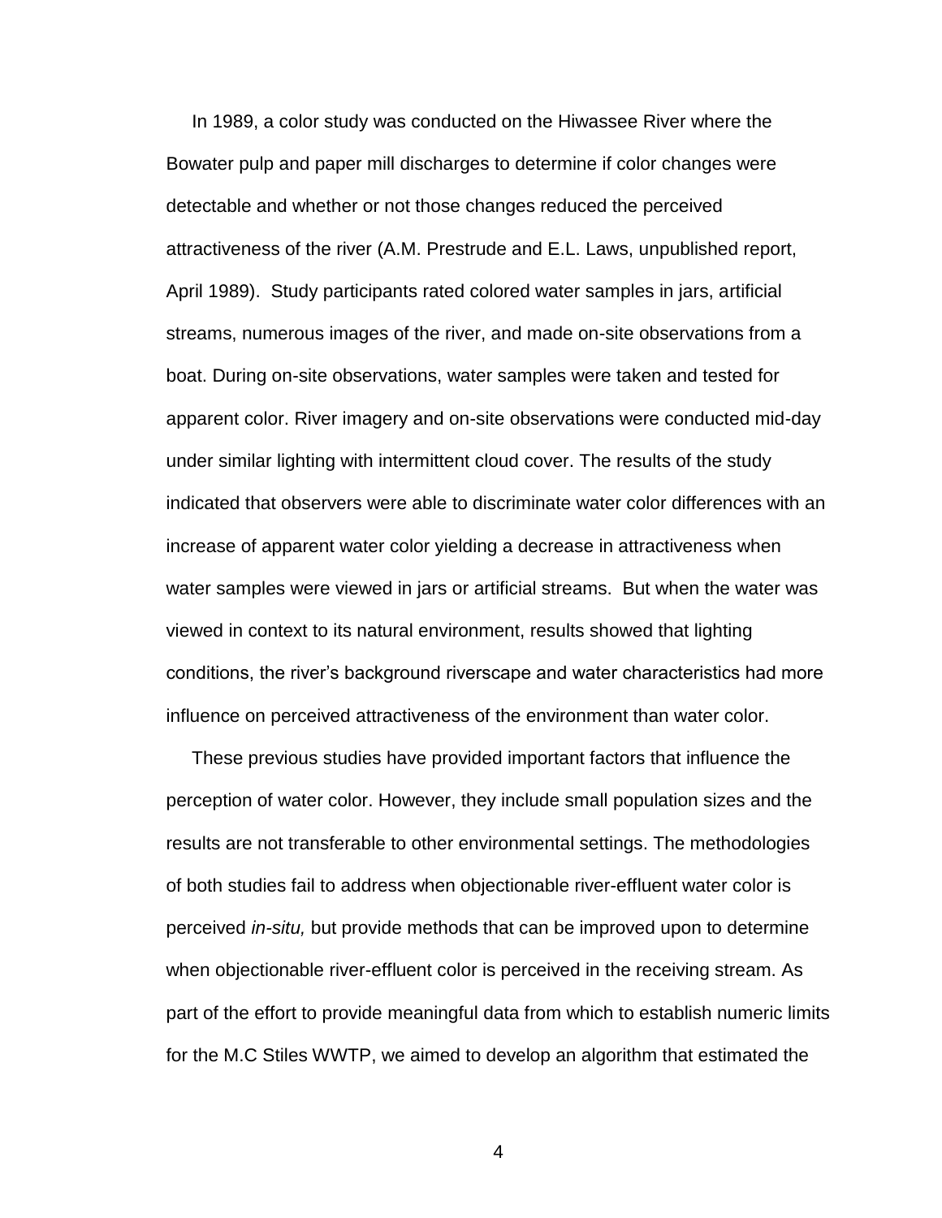In 1989, a color study was conducted on the Hiwassee River where the Bowater pulp and paper mill discharges to determine if color changes were detectable and whether or not those changes reduced the perceived attractiveness of the river (A.M. Prestrude and E.L. Laws, unpublished report, April 1989). Study participants rated colored water samples in jars, artificial streams, numerous images of the river, and made on-site observations from a boat. During on-site observations, water samples were taken and tested for apparent color. River imagery and on-site observations were conducted mid-day under similar lighting with intermittent cloud cover. The results of the study indicated that observers were able to discriminate water color differences with an increase of apparent water color yielding a decrease in attractiveness when water samples were viewed in jars or artificial streams. But when the water was viewed in context to its natural environment, results showed that lighting conditions, the river's background riverscape and water characteristics had more influence on perceived attractiveness of the environment than water color.

These previous studies have provided important factors that influence the perception of water color. However, they include small population sizes and the results are not transferable to other environmental settings. The methodologies of both studies fail to address when objectionable river-effluent water color is perceived *in-situ,* but provide methods that can be improved upon to determine when objectionable river-effluent color is perceived in the receiving stream. As part of the effort to provide meaningful data from which to establish numeric limits for the M.C Stiles WWTP, we aimed to develop an algorithm that estimated the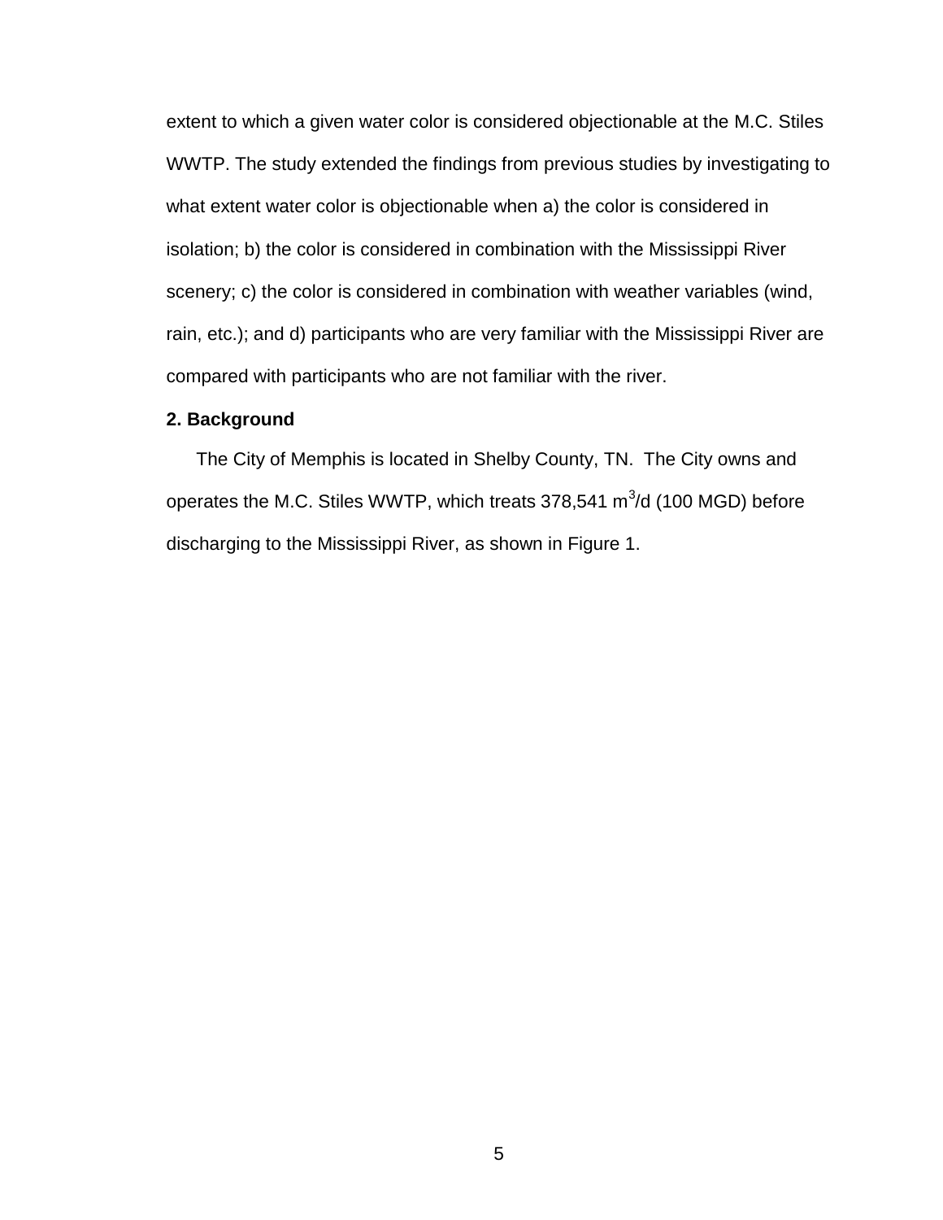extent to which a given water color is considered objectionable at the M.C. Stiles WWTP. The study extended the findings from previous studies by investigating to what extent water color is objectionable when a) the color is considered in isolation; b) the color is considered in combination with the Mississippi River scenery; c) the color is considered in combination with weather variables (wind, rain, etc.); and d) participants who are very familiar with the Mississippi River are compared with participants who are not familiar with the river.

## 2. Background

The City of Memphis is located in Shelby County, TN. The City owns and operates the M.C. Stiles WWTP, which treats 378,541 $m^3$/d (100 MGD) before discharging to the Mississippi River, as shown in Figure 1.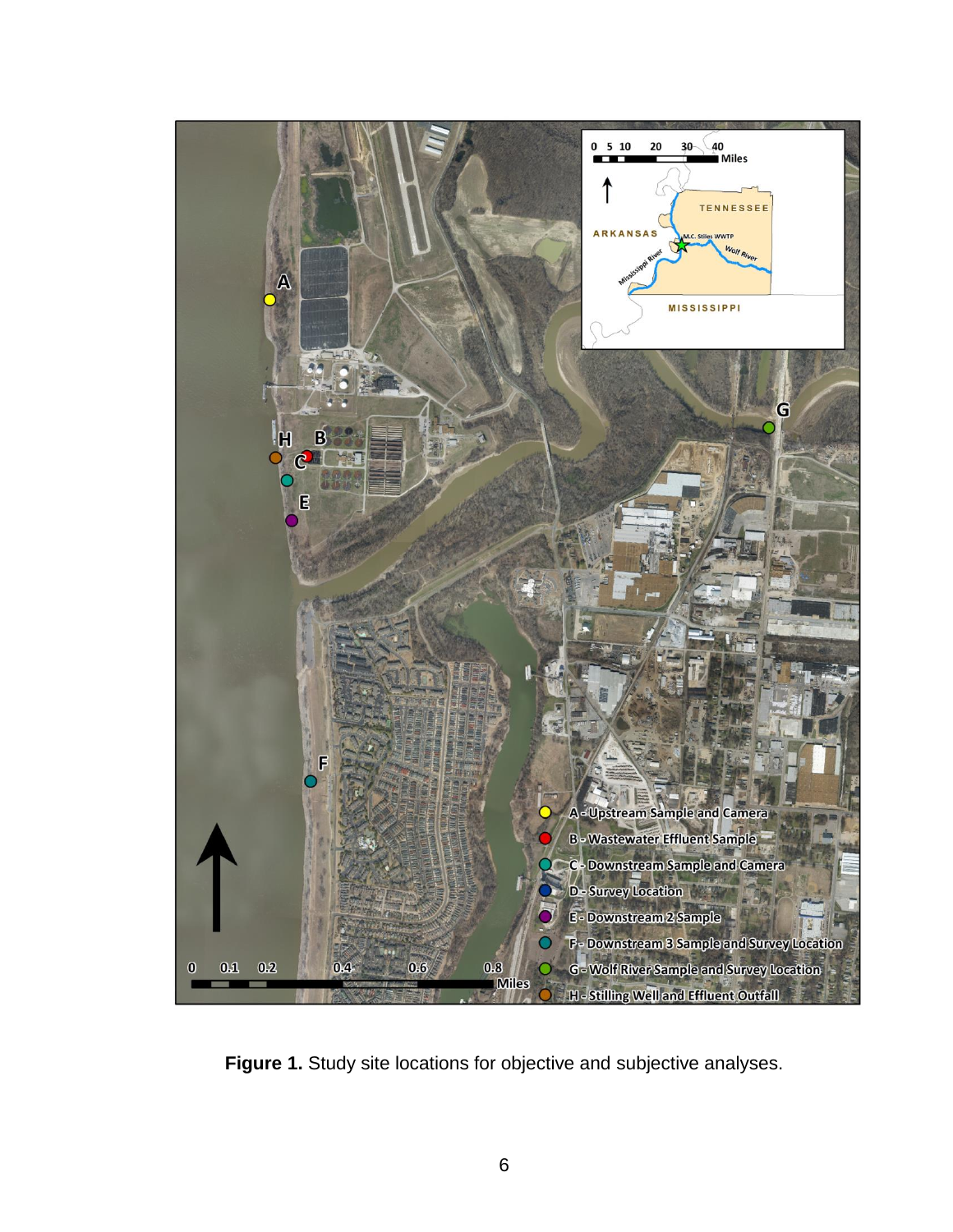0 5 10 20 30 40
Miles

TENNESSEE
ARKANSAS
M.C. Stiles WWTP
Wolf River
Mississippi River
MISSISSIPPI

A
B
C
E
F
G
H

A - Upstream Sample and Camera
B - Wastewater Effluent Sample
C - Downstream Sample and Camera
D - Survey Location
E - Downstream 2 Sample
F - Downstream 3 Sample and Survey Location
G - Wolf River Sample and Survey Location
H - Stilling Well and Effluent Outfall

0 0.1 0.2 0.4 0.6 0.8
Miles

**Figure 1.** Study site locations for objective and subjective analyses.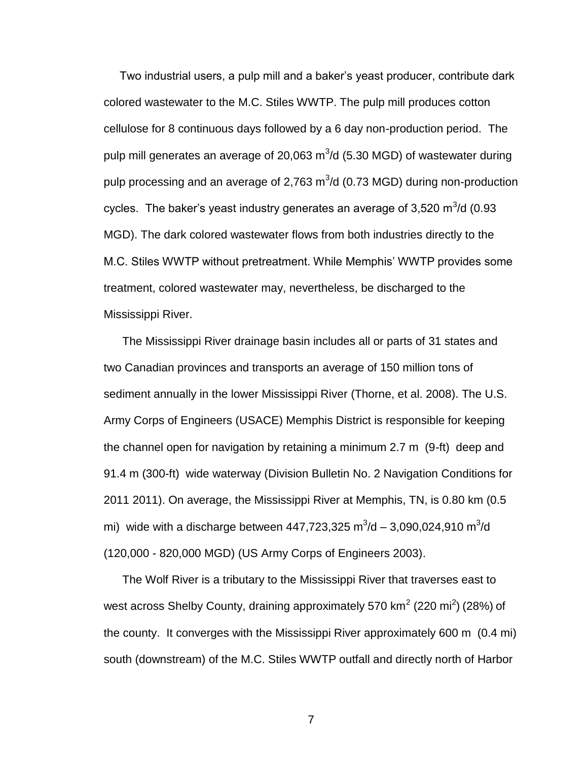Two industrial users, a pulp mill and a baker's yeast producer, contribute dark colored wastewater to the M.C. Stiles WWTP. The pulp mill produces cotton cellulose for 8 continuous days followed by a 6 day non-production period. The pulp mill generates an average of 20,063 $m^3$/d (5.30 MGD) of wastewater during pulp processing and an average of 2,763 $m^3$/d (0.73 MGD) during non-production cycles. The baker's yeast industry generates an average of 3,520 $m^3$/d (0.93 MGD). The dark colored wastewater flows from both industries directly to the M.C. Stiles WWTP without pretreatment. While Memphis' WWTP provides some treatment, colored wastewater may, nevertheless, be discharged to the Mississippi River.

The Mississippi River drainage basin includes all or parts of 31 states and two Canadian provinces and transports an average of 150 million tons of sediment annually in the lower Mississippi River (Thorne, et al. 2008). The U.S. Army Corps of Engineers (USACE) Memphis District is responsible for keeping the channel open for navigation by retaining a minimum 2.7 m (9-ft) deep and 91.4 m (300-ft) wide waterway (Division Bulletin No. 2 Navigation Conditions for 2011 2011). On average, the Mississippi River at Memphis, TN, is 0.80 km (0.5 mi) wide with a discharge between 447,723,325 $m^3$/d – 3,090,024,910 $m^3$/d (120,000 - 820,000 MGD) (US Army Corps of Engineers 2003).

The Wolf River is a tributary to the Mississippi River that traverses east to west across Shelby County, draining approximately 570 $km^2$ (220 $mi^2$) (28%) of the county. It converges with the Mississippi River approximately 600 m (0.4 mi) south (downstream) of the M.C. Stiles WWTP outfall and directly north of Harbor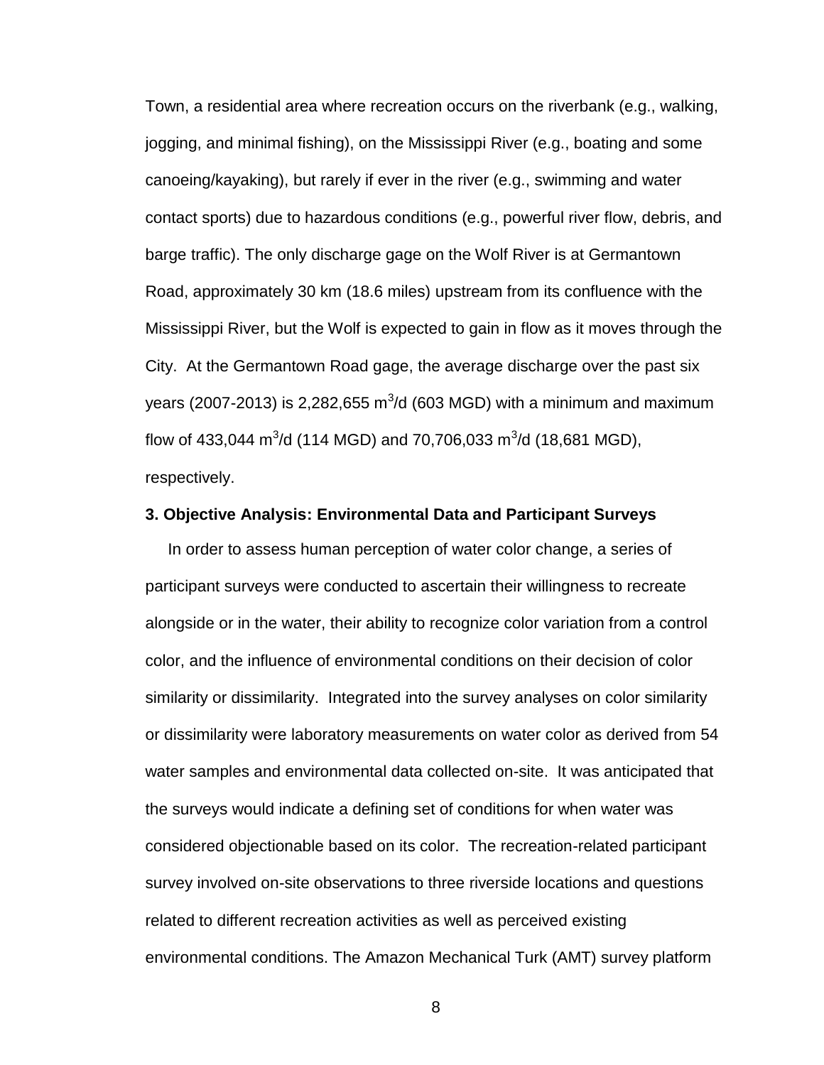Town, a residential area where recreation occurs on the riverbank (e.g., walking, jogging, and minimal fishing), on the Mississippi River (e.g., boating and some canoeing/kayaking), but rarely if ever in the river (e.g., swimming and water contact sports) due to hazardous conditions (e.g., powerful river flow, debris, and barge traffic). The only discharge gage on the Wolf River is at Germantown Road, approximately 30 km (18.6 miles) upstream from its confluence with the Mississippi River, but the Wolf is expected to gain in flow as it moves through the City. At the Germantown Road gage, the average discharge over the past six years (2007-2013) is 2,282,655 $m^3$/d (603 MGD) with a minimum and maximum flow of 433,044 $m^3$/d (114 MGD) and 70,706,033 $m^3$/d (18,681 MGD), respectively.

### 3. Objective Analysis: Environmental Data and Participant Surveys

In order to assess human perception of water color change, a series of participant surveys were conducted to ascertain their willingness to recreate alongside or in the water, their ability to recognize color variation from a control color, and the influence of environmental conditions on their decision of color similarity or dissimilarity. Integrated into the survey analyses on color similarity or dissimilarity were laboratory measurements on water color as derived from 54 water samples and environmental data collected on-site. It was anticipated that the surveys would indicate a defining set of conditions for when water was considered objectionable based on its color. The recreation-related participant survey involved on-site observations to three riverside locations and questions related to different recreation activities as well as perceived existing environmental conditions. The Amazon Mechanical Turk (AMT) survey platform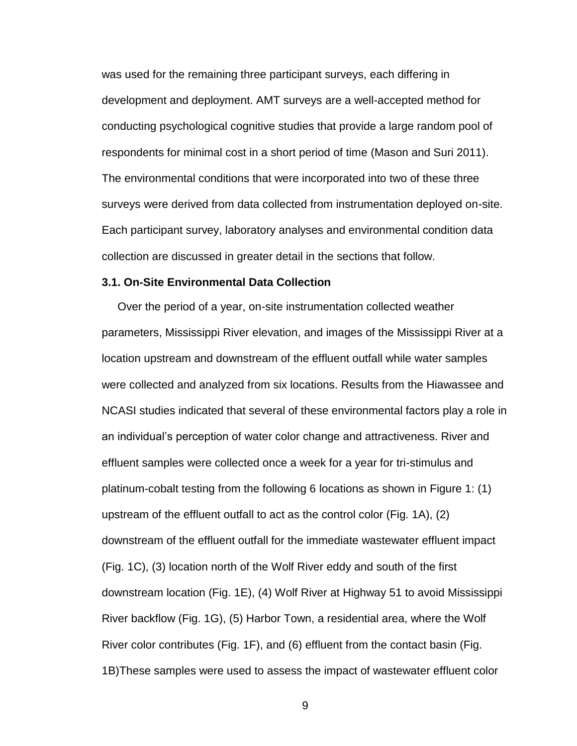was used for the remaining three participant surveys, each differing in development and deployment. AMT surveys are a well-accepted method for conducting psychological cognitive studies that provide a large random pool of respondents for minimal cost in a short period of time (Mason and Suri 2011). The environmental conditions that were incorporated into two of these three surveys were derived from data collected from instrumentation deployed on-site. Each participant survey, laboratory analyses and environmental condition data collection are discussed in greater detail in the sections that follow.

### 3.1. On-Site Environmental Data Collection

Over the period of a year, on-site instrumentation collected weather parameters, Mississippi River elevation, and images of the Mississippi River at a location upstream and downstream of the effluent outfall while water samples were collected and analyzed from six locations. Results from the Hiawassee and NCASI studies indicated that several of these environmental factors play a role in an individual's perception of water color change and attractiveness. River and effluent samples were collected once a week for a year for tri-stimulus and platinum-cobalt testing from the following 6 locations as shown in Figure 1: (1) upstream of the effluent outfall to act as the control color (Fig. 1A), (2) downstream of the effluent outfall for the immediate wastewater effluent impact (Fig. 1C), (3) location north of the Wolf River eddy and south of the first downstream location (Fig. 1E), (4) Wolf River at Highway 51 to avoid Mississippi River backflow (Fig. 1G), (5) Harbor Town, a residential area, where the Wolf River color contributes (Fig. 1F), and (6) effluent from the contact basin (Fig. 1B)These samples were used to assess the impact of wastewater effluent color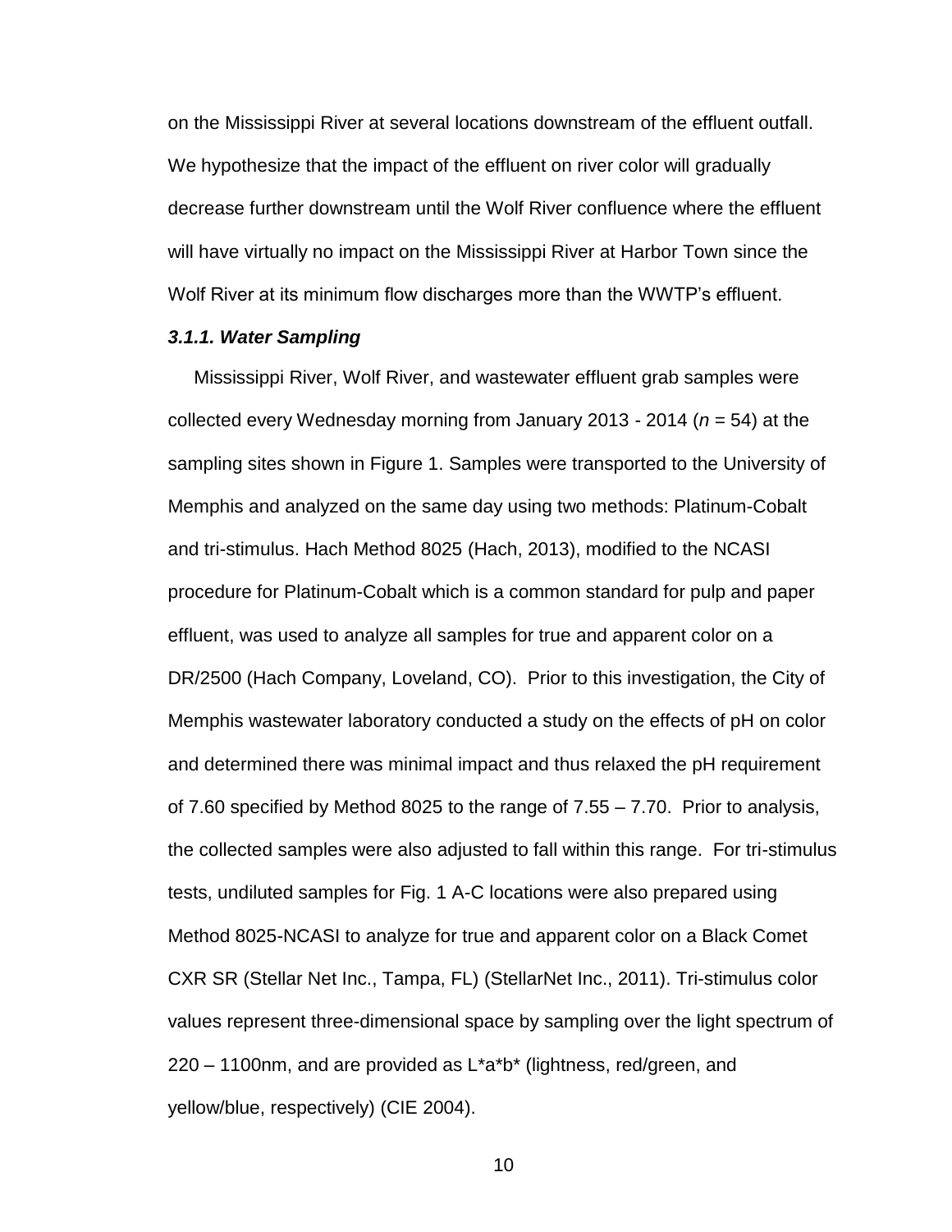on the Mississippi River at several locations downstream of the effluent outfall. We hypothesize that the impact of the effluent on river color will gradually decrease further downstream until the Wolf River confluence where the effluent will have virtually no impact on the Mississippi River at Harbor Town since the Wolf River at its minimum flow discharges more than the WWTP's effluent.

#### ***3.1.1. Water Sampling***

Mississippi River, Wolf River, and wastewater effluent grab samples were collected every Wednesday morning from January 2013 - 2014 ($n$ = 54) at the sampling sites shown in Figure 1. Samples were transported to the University of Memphis and analyzed on the same day using two methods: Platinum-Cobalt and tri-stimulus. Hach Method 8025 (Hach, 2013), modified to the NCASI procedure for Platinum-Cobalt which is a common standard for pulp and paper effluent, was used to analyze all samples for true and apparent color on a DR/2500 (Hach Company, Loveland, CO). Prior to this investigation, the City of Memphis wastewater laboratory conducted a study on the effects of pH on color and determined there was minimal impact and thus relaxed the pH requirement of 7.60 specified by Method 8025 to the range of 7.55 – 7.70. Prior to analysis, the collected samples were also adjusted to fall within this range. For tri-stimulus tests, undiluted samples for Fig. 1 A-C locations were also prepared using Method 8025-NCASI to analyze for true and apparent color on a Black Comet CXR SR (Stellar Net Inc., Tampa, FL) (StellarNet Inc., 2011). Tri-stimulus color values represent three-dimensional space by sampling over the light spectrum of 220 – 1100nm, and are provided as L*a*b* (lightness, red/green, and yellow/blue, respectively) (CIE 2004).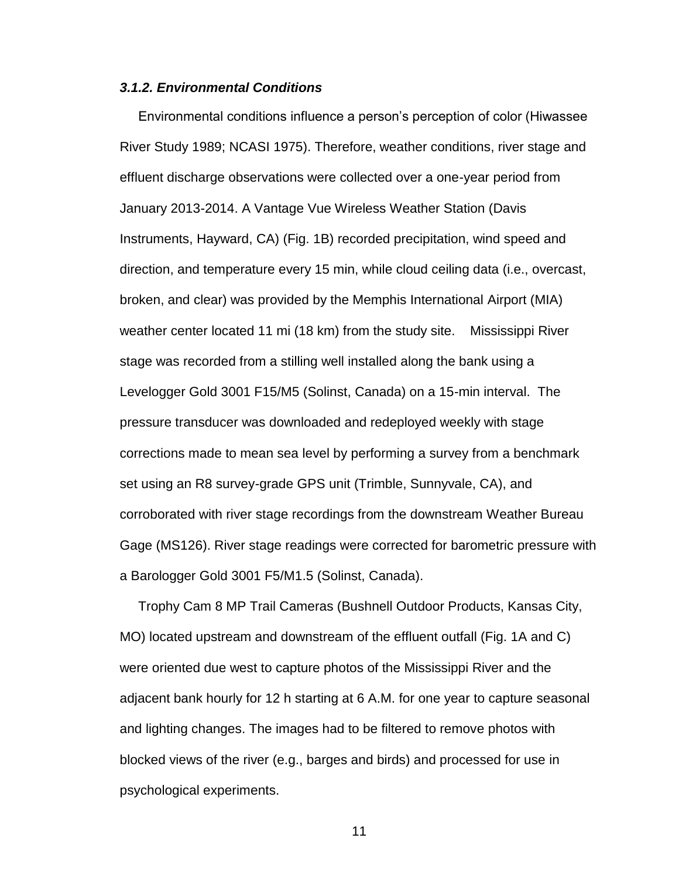### *3.1.2. Environmental Conditions*

Environmental conditions influence a person's perception of color (Hiwassee River Study 1989; NCASI 1975). Therefore, weather conditions, river stage and effluent discharge observations were collected over a one-year period from January 2013-2014. A Vantage Vue Wireless Weather Station (Davis Instruments, Hayward, CA) (Fig. 1B) recorded precipitation, wind speed and direction, and temperature every 15 min, while cloud ceiling data (i.e., overcast, broken, and clear) was provided by the Memphis International Airport (MIA) weather center located 11 mi (18 km) from the study site. Mississippi River stage was recorded from a stilling well installed along the bank using a Levelogger Gold 3001 F15/M5 (Solinst, Canada) on a 15-min interval. The pressure transducer was downloaded and redeployed weekly with stage corrections made to mean sea level by performing a survey from a benchmark set using an R8 survey-grade GPS unit (Trimble, Sunnyvale, CA), and corroborated with river stage recordings from the downstream Weather Bureau Gage (MS126). River stage readings were corrected for barometric pressure with a Barologger Gold 3001 F5/M1.5 (Solinst, Canada).

Trophy Cam 8 MP Trail Cameras (Bushnell Outdoor Products, Kansas City, MO) located upstream and downstream of the effluent outfall (Fig. 1A and C) were oriented due west to capture photos of the Mississippi River and the adjacent bank hourly for 12 h starting at 6 A.M. for one year to capture seasonal and lighting changes. The images had to be filtered to remove photos with blocked views of the river (e.g., barges and birds) and processed for use in psychological experiments.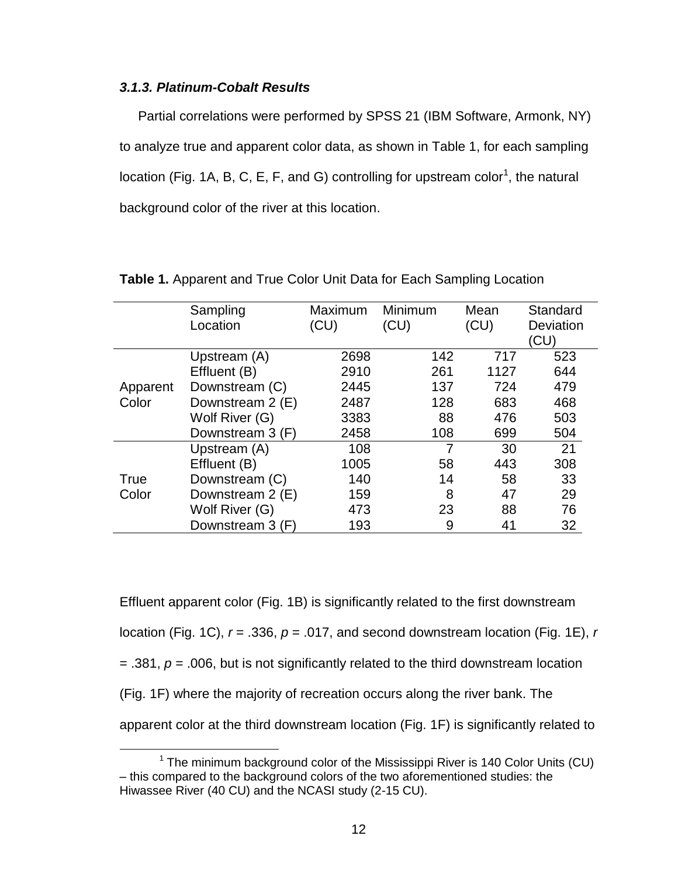### *3.1.3. Platinum-Cobalt Results*

Partial correlations were performed by SPSS 21 (IBM Software, Armonk, NY) to analyze true and apparent color data, as shown in Table 1, for each sampling location (Fig. 1A, B, C, E, F, and G) controlling for upstream color[1], the natural background color of the river at this location.

**Table 1.** Apparent and True Color Unit Data for Each Sampling Location

| | Sampling Location | Maximum (CU) | Minimum (CU) | Mean (CU) | Standard Deviation (CU) |
|---|---|---|---|---|---|
| Apparent Color | Upstream (A) | 2698 | 142 | 717 | 523 |
| | Effluent (B) | 2910 | 261 | 1127 | 644 |
| | Downstream (C) | 2445 | 137 | 724 | 479 |
| | Downstream 2 (E) | 2487 | 128 | 683 | 468 |
| | Wolf River (G) | 3383 | 88 | 476 | 503 |
| | Downstream 3 (F) | 2458 | 108 | 699 | 504 |
| True Color | Upstream (A) | 108 | 7 | 30 | 21 |
| | Effluent (B) | 1005 | 58 | 443 | 308 |
| | Downstream (C) | 140 | 14 | 58 | 33 |
| | Downstream 2 (E) | 159 | 8 | 47 | 29 |
| | Wolf River (G) | 473 | 23 | 88 | 76 |
| | Downstream 3 (F) | 193 | 9 | 41 | 32 |

Effluent apparent color (Fig. 1B) is significantly related to the first downstream location (Fig. 1C), $r = .336$, $p = .017$, and second downstream location (Fig. 1E), $r = .381$, $p = .006$, but is not significantly related to the third downstream location (Fig. 1F) where the majority of recreation occurs along the river bank. The apparent color at the third downstream location (Fig. 1F) is significantly related to

[1] The minimum background color of the Mississippi River is 140 Color Units (CU) – this compared to the background colors of the two aforementioned studies: the Hiwassee River (40 CU) and the NCASI study (2-15 CU).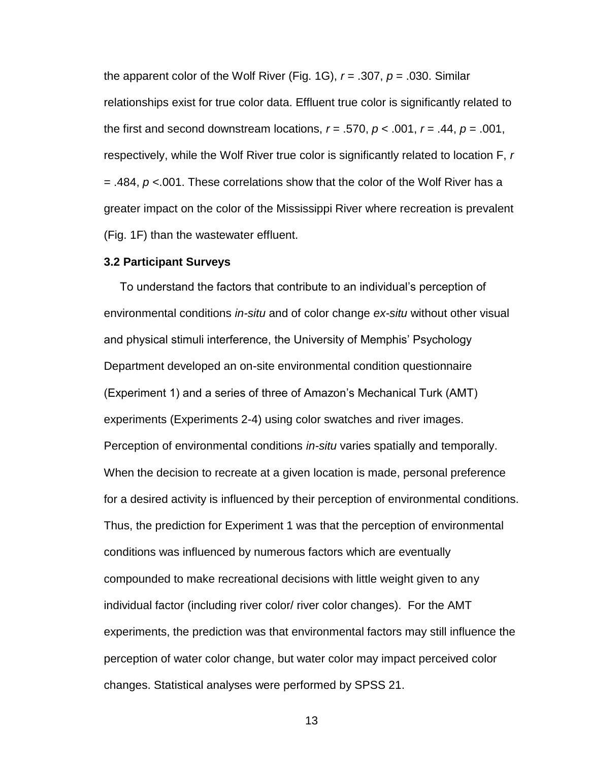the apparent color of the Wolf River (Fig. 1G), $r = .307$, $p = .030$. Similar relationships exist for true color data. Effluent true color is significantly related to the first and second downstream locations, $r = .570$, $p < .001$, $r = .44$, $p = .001$, respectively, while the Wolf River true color is significantly related to location F, $r = .484$, $p < .001$. These correlations show that the color of the Wolf River has a greater impact on the color of the Mississippi River where recreation is prevalent (Fig. 1F) than the wastewater effluent.

### 3.2 Participant Surveys

To understand the factors that contribute to an individual's perception of environmental conditions *in-situ* and of color change *ex-situ* without other visual and physical stimuli interference, the University of Memphis' Psychology Department developed an on-site environmental condition questionnaire (Experiment 1) and a series of three of Amazon's Mechanical Turk (AMT) experiments (Experiments 2-4) using color swatches and river images. Perception of environmental conditions *in-situ* varies spatially and temporally. When the decision to recreate at a given location is made, personal preference for a desired activity is influenced by their perception of environmental conditions. Thus, the prediction for Experiment 1 was that the perception of environmental conditions was influenced by numerous factors which are eventually compounded to make recreational decisions with little weight given to any individual factor (including river color/ river color changes). For the AMT experiments, the prediction was that environmental factors may still influence the perception of water color change, but water color may impact perceived color changes. Statistical analyses were performed by SPSS 21.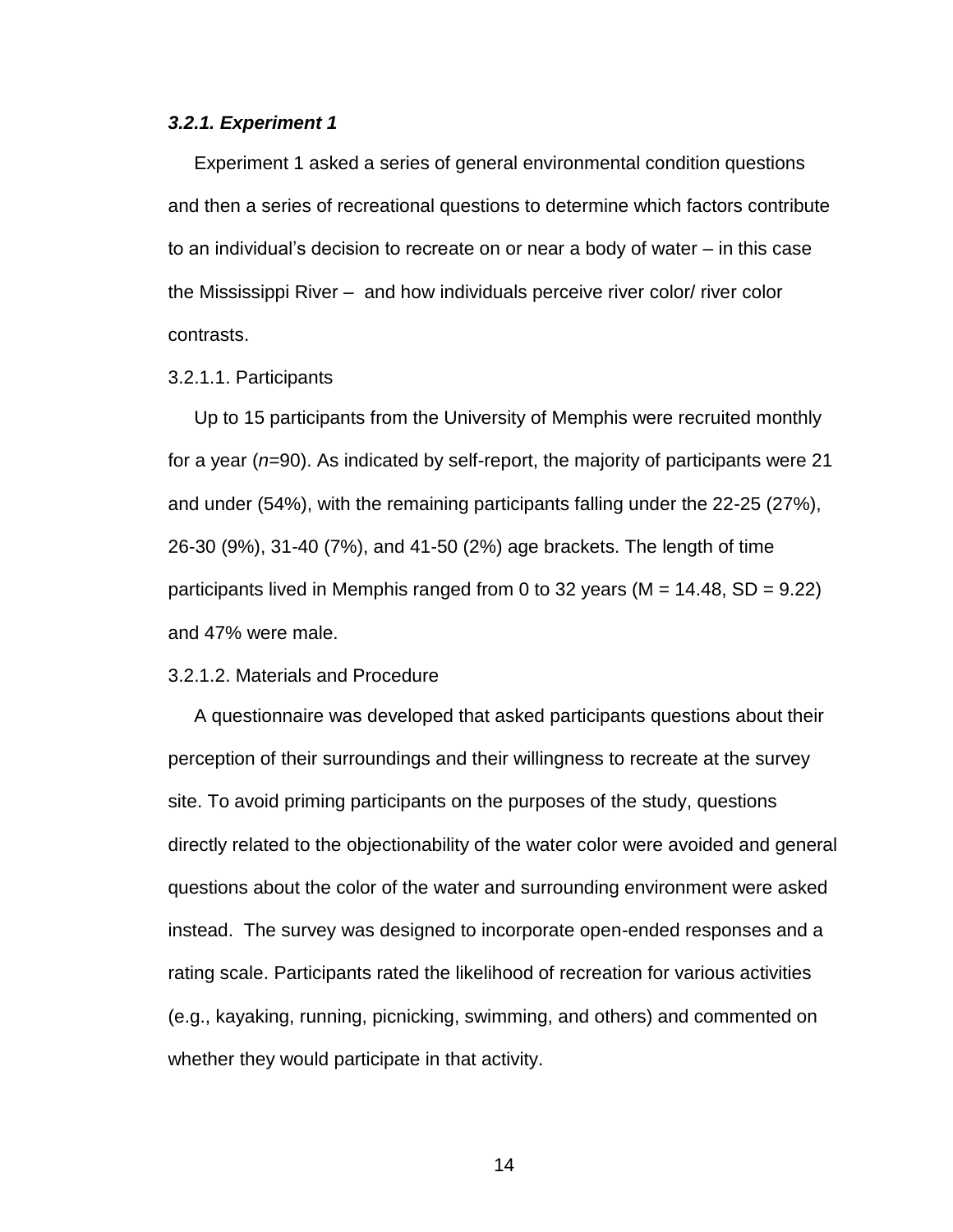### *3.2.1. Experiment 1*

Experiment 1 asked a series of general environmental condition questions and then a series of recreational questions to determine which factors contribute to an individual's decision to recreate on or near a body of water – in this case the Mississippi River – and how individuals perceive river color/ river color contrasts.

3.2.1.1. Participants

Up to 15 participants from the University of Memphis were recruited monthly for a year ($n$=90). As indicated by self-report, the majority of participants were 21 and under (54%), with the remaining participants falling under the 22-25 (27%), 26-30 (9%), 31-40 (7%), and 41-50 (2%) age brackets. The length of time participants lived in Memphis ranged from 0 to 32 years ($M$ = 14.48, $SD$ = 9.22) and 47% were male.

3.2.1.2. Materials and Procedure

A questionnaire was developed that asked participants questions about their perception of their surroundings and their willingness to recreate at the survey site. To avoid priming participants on the purposes of the study, questions directly related to the objectionability of the water color were avoided and general questions about the color of the water and surrounding environment were asked instead. The survey was designed to incorporate open-ended responses and a rating scale. Participants rated the likelihood of recreation for various activities (e.g., kayaking, running, picnicking, swimming, and others) and commented on whether they would participate in that activity.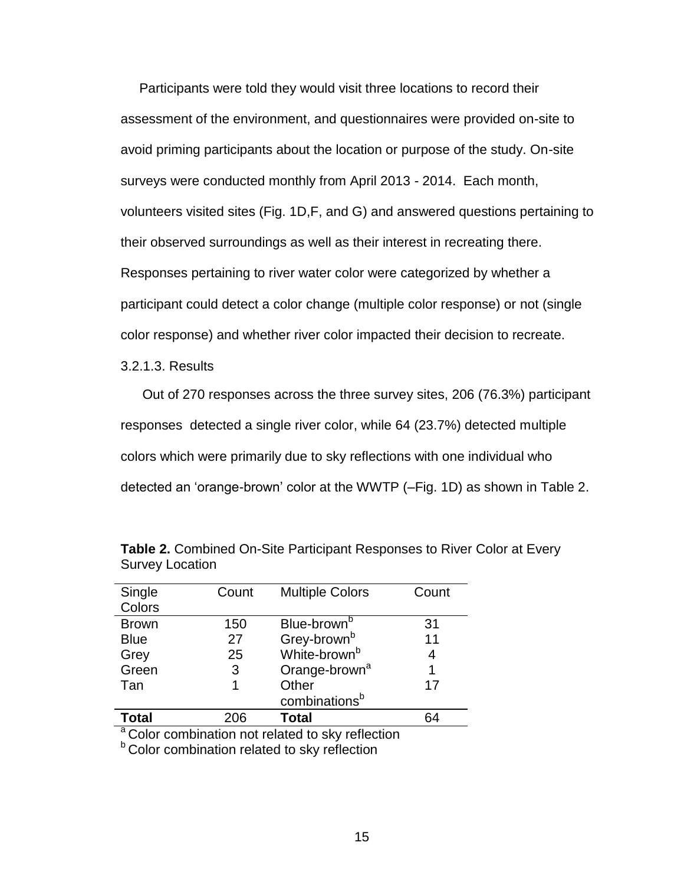Participants were told they would visit three locations to record their assessment of the environment, and questionnaires were provided on-site to avoid priming participants about the location or purpose of the study. On-site surveys were conducted monthly from April 2013 - 2014. Each month, volunteers visited sites (Fig. 1D,F, and G) and answered questions pertaining to their observed surroundings as well as their interest in recreating there. Responses pertaining to river water color were categorized by whether a participant could detect a color change (multiple color response) or not (single color response) and whether river color impacted their decision to recreate.

3.2.1.3. Results

Out of 270 responses across the three survey sites, 206 (76.3%) participant responses detected a single river color, while 64 (23.7%) detected multiple colors which were primarily due to sky reflections with one individual who detected an 'orange-brown' color at the WWTP (–Fig. 1D) as shown in Table 2.

**Table 2.** Combined On-Site Participant Responses to River Color at Every Survey Location

| Single Colors | Count | Multiple Colors | Count |
|---|---|---|---|
| Brown | 150 | Blue-brown[b] | 31 |
| Blue | 27 | Grey-brown[b] | 11 |
| Grey | 25 | White-brown[b] | 4 |
| Green | 3 | Orange-brown[a] | 1 |
| Tan | 1 | Other combinations[b] | 17 |
| **Total** | 206 | **Total** | 64 |

[a] Color combination not related to sky reflection
[b] Color combination related to sky reflection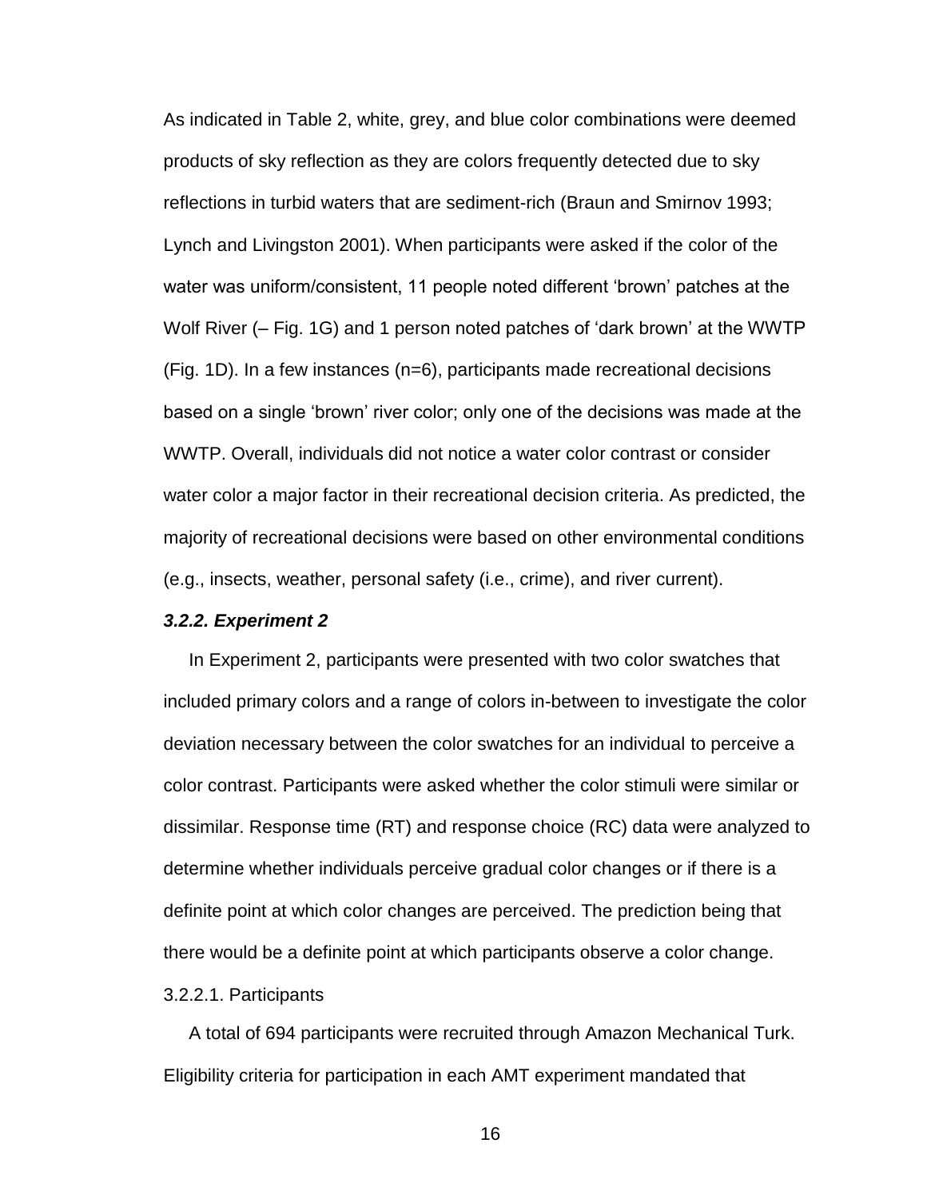As indicated in Table 2, white, grey, and blue color combinations were deemed products of sky reflection as they are colors frequently detected due to sky reflections in turbid waters that are sediment-rich (Braun and Smirnov 1993; Lynch and Livingston 2001). When participants were asked if the color of the water was uniform/consistent, 11 people noted different 'brown' patches at the Wolf River (– Fig. 1G) and 1 person noted patches of 'dark brown' at the WWTP (Fig. 1D). In a few instances (n=6), participants made recreational decisions based on a single 'brown' river color; only one of the decisions was made at the WWTP. Overall, individuals did not notice a water color contrast or consider water color a major factor in their recreational decision criteria. As predicted, the majority of recreational decisions were based on other environmental conditions (e.g., insects, weather, personal safety (i.e., crime), and river current).

### *3.2.2. Experiment 2*

In Experiment 2, participants were presented with two color swatches that included primary colors and a range of colors in-between to investigate the color deviation necessary between the color swatches for an individual to perceive a color contrast. Participants were asked whether the color stimuli were similar or dissimilar. Response time (RT) and response choice (RC) data were analyzed to determine whether individuals perceive gradual color changes or if there is a definite point at which color changes are perceived. The prediction being that there would be a definite point at which participants observe a color change.

#### 3.2.2.1. Participants

A total of 694 participants were recruited through Amazon Mechanical Turk. Eligibility criteria for participation in each AMT experiment mandated that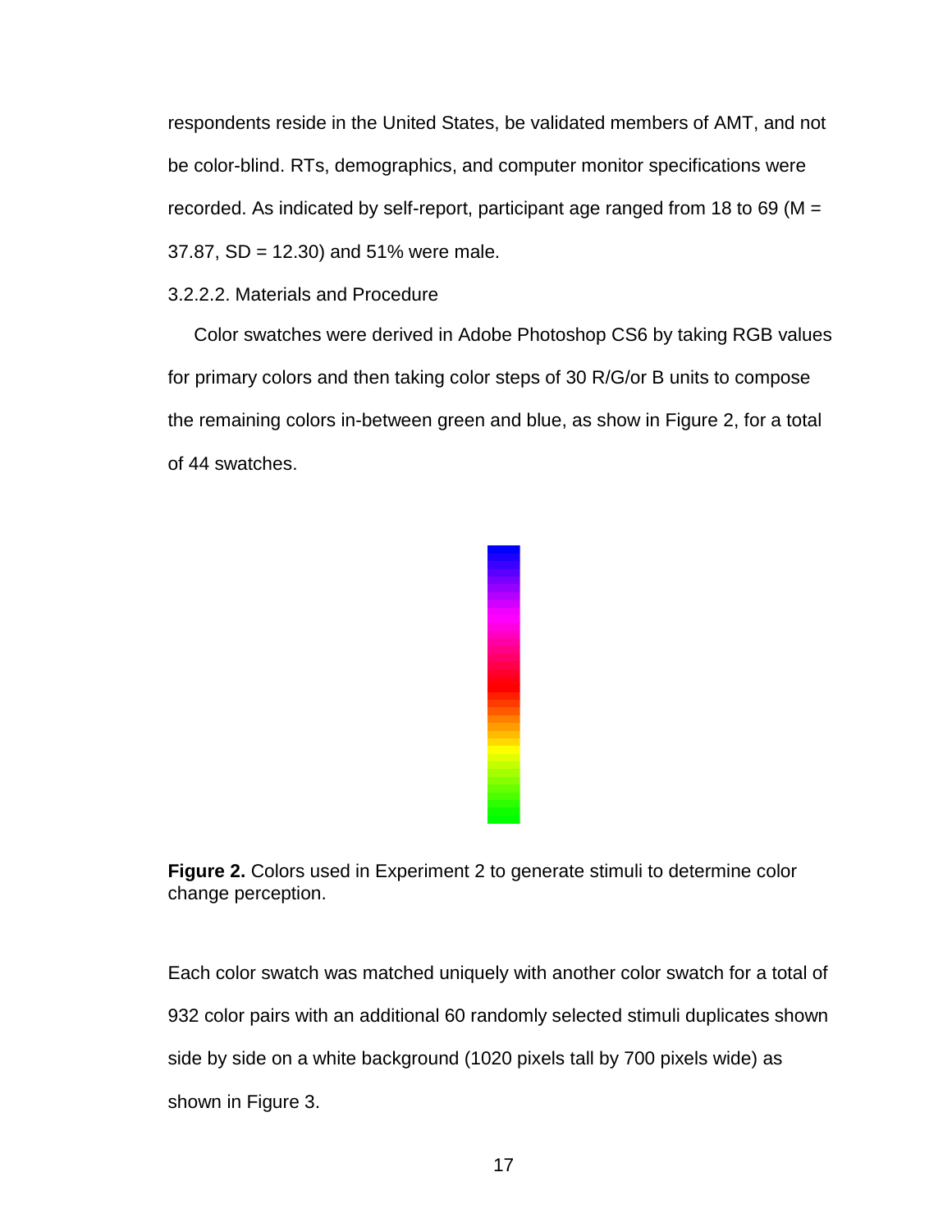respondents reside in the United States, be validated members of AMT, and not be color-blind. RTs, demographics, and computer monitor specifications were recorded. As indicated by self-report, participant age ranged from 18 to 69 (M = 37.87, SD = 12.30) and 51% were male.

3.2.2.2. Materials and Procedure

Color swatches were derived in Adobe Photoshop CS6 by taking RGB values for primary colors and then taking color steps of 30 R/G/or B units to compose the remaining colors in-between green and blue, as show in Figure 2, for a total of 44 swatches.

**Figure 2.** Colors used in Experiment 2 to generate stimuli to determine color change perception.

Each color swatch was matched uniquely with another color swatch for a total of 932 color pairs with an additional 60 randomly selected stimuli duplicates shown side by side on a white background (1020 pixels tall by 700 pixels wide) as shown in Figure 3.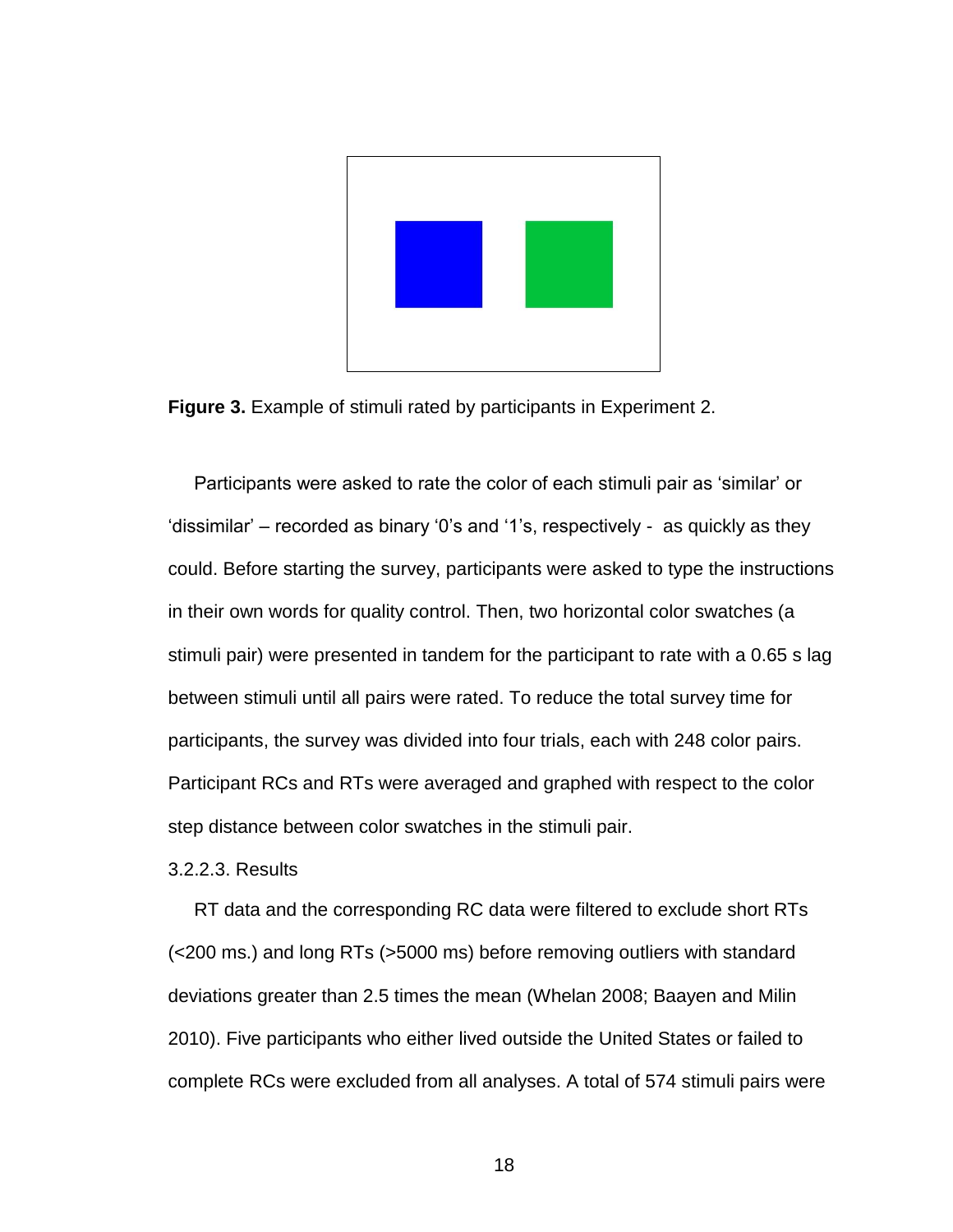**Figure 3.** Example of stimuli rated by participants in Experiment 2.

Participants were asked to rate the color of each stimuli pair as 'similar' or 'dissimilar' – recorded as binary '0's and '1's, respectively - as quickly as they could. Before starting the survey, participants were asked to type the instructions in their own words for quality control. Then, two horizontal color swatches (a stimuli pair) were presented in tandem for the participant to rate with a 0.65 s lag between stimuli until all pairs were rated. To reduce the total survey time for participants, the survey was divided into four trials, each with 248 color pairs. Participant RCs and RTs were averaged and graphed with respect to the color step distance between color swatches in the stimuli pair.

3.2.2.3. Results

RT data and the corresponding RC data were filtered to exclude short RTs (<200 ms.) and long RTs (>5000 ms) before removing outliers with standard deviations greater than 2.5 times the mean (Whelan 2008; Baayen and Milin 2010). Five participants who either lived outside the United States or failed to complete RCs were excluded from all analyses. A total of 574 stimuli pairs were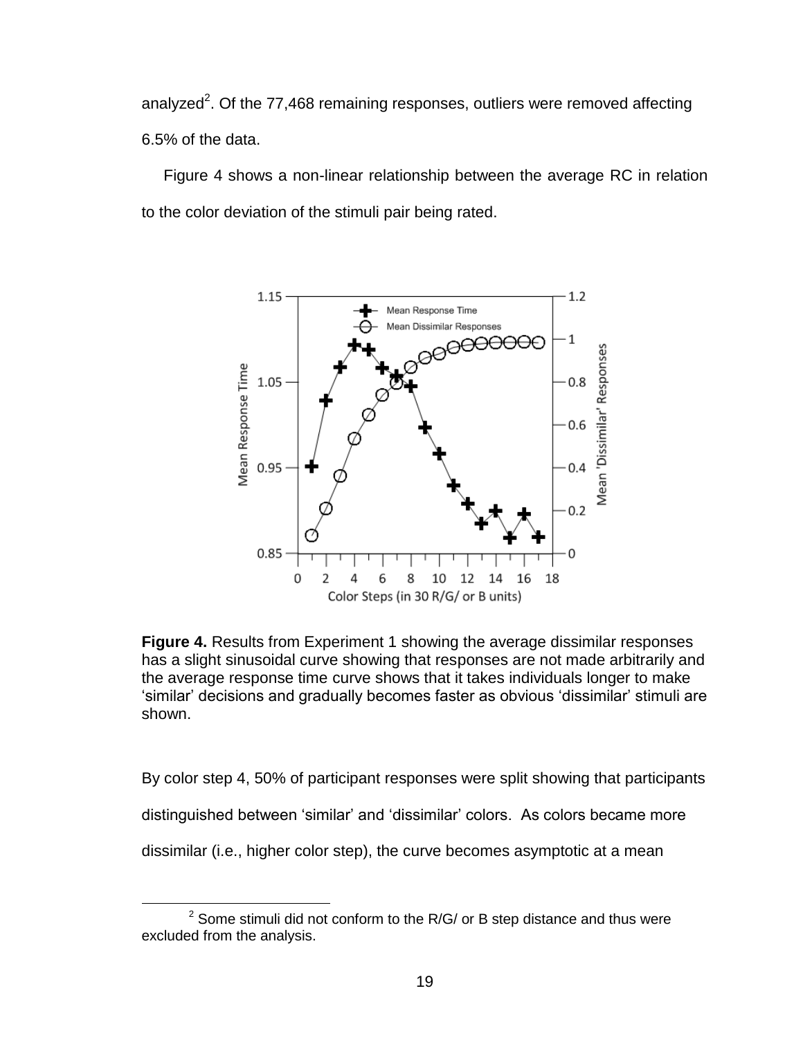analyzed[2]. Of the 77,468 remaining responses, outliers were removed affecting 6.5% of the data.

Figure 4 shows a non-linear relationship between the average RC in relation to the color deviation of the stimuli pair being rated.

1.15
1.05
0.95
0.85
Mean Response Time
Mean Response Time
Mean Dissimilar Responses
1.2
1
0.8
0.6
0.4
0.2
0
Mean 'Dissimilar' Responses
0 2 4 6 8 10 12 14 16 18
Color Steps (in 30 R/G/ or B units)

**Figure 4.** Results from Experiment 1 showing the average dissimilar responses has a slight sinusoidal curve showing that responses are not made arbitrarily and the average response time curve shows that it takes individuals longer to make 'similar' decisions and gradually becomes faster as obvious 'dissimilar' stimuli are shown.

By color step 4, 50% of participant responses were split showing that participants distinguished between 'similar' and 'dissimilar' colors. As colors became more dissimilar (i.e., higher color step), the curve becomes asymptotic at a mean

[2] Some stimuli did not conform to the R/G/ or B step distance and thus were excluded from the analysis.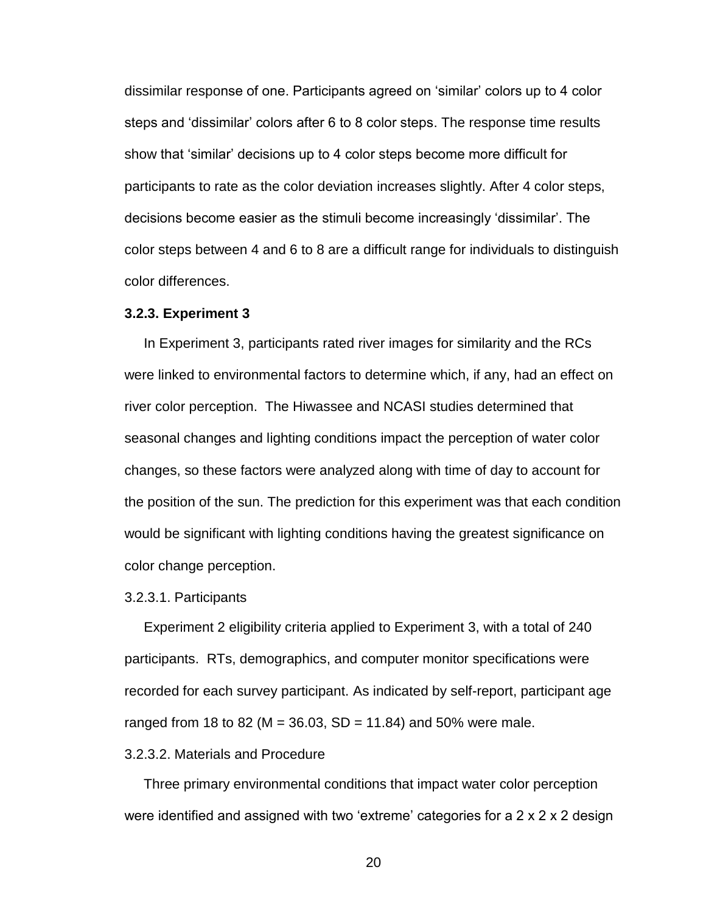dissimilar response of one. Participants agreed on ‘similar’ colors up to 4 color steps and ‘dissimilar’ colors after 6 to 8 color steps. The response time results show that ‘similar’ decisions up to 4 color steps become more difficult for participants to rate as the color deviation increases slightly. After 4 color steps, decisions become easier as the stimuli become increasingly ‘dissimilar’. The color steps between 4 and 6 to 8 are a difficult range for individuals to distinguish color differences.

### 3.2.3. Experiment 3

In Experiment 3, participants rated river images for similarity and the RCs were linked to environmental factors to determine which, if any, had an effect on river color perception. The Hiwassee and NCASI studies determined that seasonal changes and lighting conditions impact the perception of water color changes, so these factors were analyzed along with time of day to account for the position of the sun. The prediction for this experiment was that each condition would be significant with lighting conditions having the greatest significance on color change perception.

#### 3.2.3.1. Participants

Experiment 2 eligibility criteria applied to Experiment 3, with a total of 240 participants. RTs, demographics, and computer monitor specifications were recorded for each survey participant. As indicated by self-report, participant age ranged from 18 to 82 ($M = 36.03$, $SD = 11.84$) and 50% were male.

#### 3.2.3.2. Materials and Procedure

Three primary environmental conditions that impact water color perception were identified and assigned with two ‘extreme’ categories for a 2 x 2 x 2 design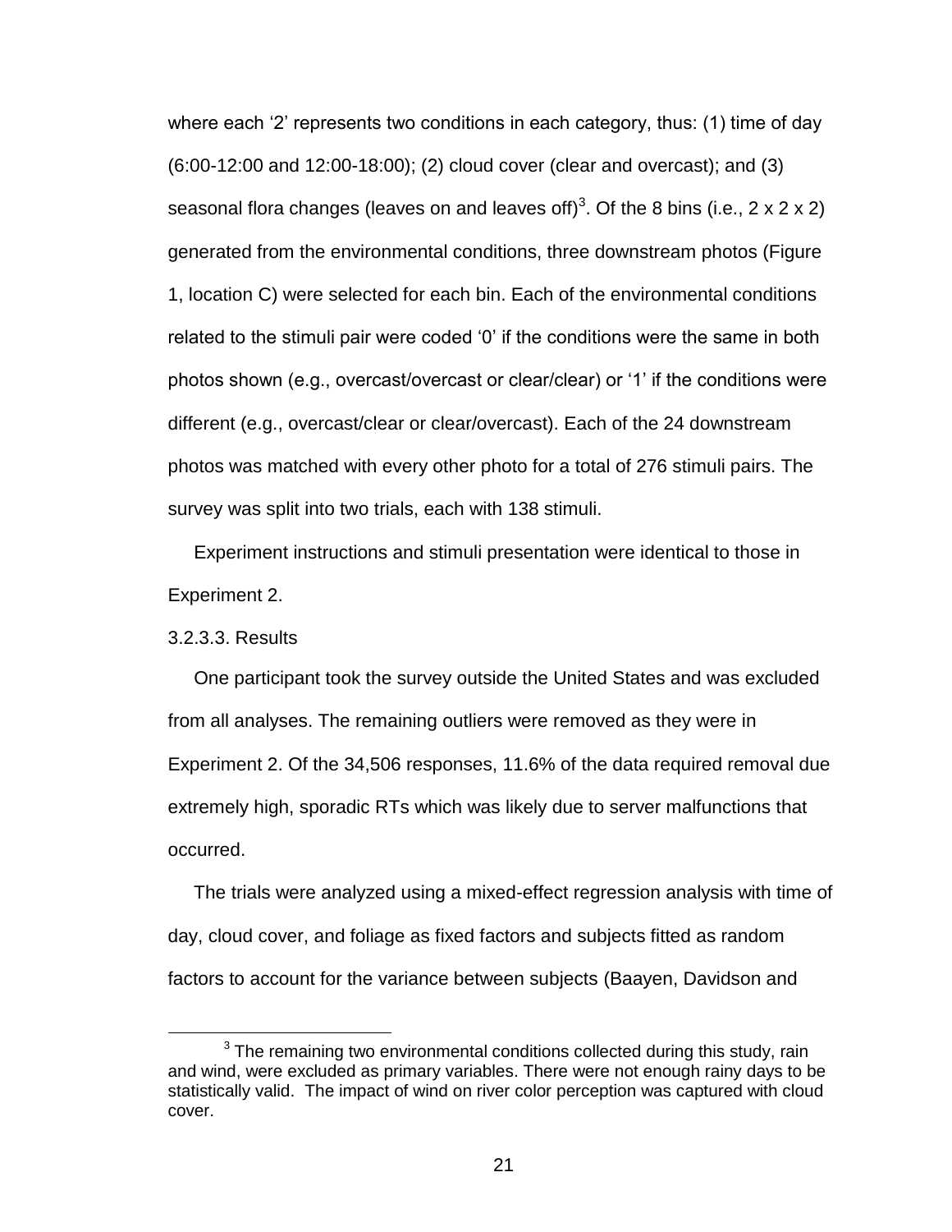where each '2' represents two conditions in each category, thus: (1) time of day (6:00-12:00 and 12:00-18:00); (2) cloud cover (clear and overcast); and (3) seasonal flora changes (leaves on and leaves off)[3]. Of the 8 bins (i.e., 2 x 2 x 2) generated from the environmental conditions, three downstream photos (Figure 1, location C) were selected for each bin. Each of the environmental conditions related to the stimuli pair were coded '0' if the conditions were the same in both photos shown (e.g., overcast/overcast or clear/clear) or '1' if the conditions were different (e.g., overcast/clear or clear/overcast). Each of the 24 downstream photos was matched with every other photo for a total of 276 stimuli pairs. The survey was split into two trials, each with 138 stimuli.

Experiment instructions and stimuli presentation were identical to those in Experiment 2.

3.2.3.3. Results

One participant took the survey outside the United States and was excluded from all analyses. The remaining outliers were removed as they were in Experiment 2. Of the 34,506 responses, 11.6% of the data required removal due extremely high, sporadic RTs which was likely due to server malfunctions that occurred.

The trials were analyzed using a mixed-effect regression analysis with time of day, cloud cover, and foliage as fixed factors and subjects fitted as random factors to account for the variance between subjects (Baayen, Davidson and

[3] The remaining two environmental conditions collected during this study, rain and wind, were excluded as primary variables. There were not enough rainy days to be statistically valid. The impact of wind on river color perception was captured with cloud cover.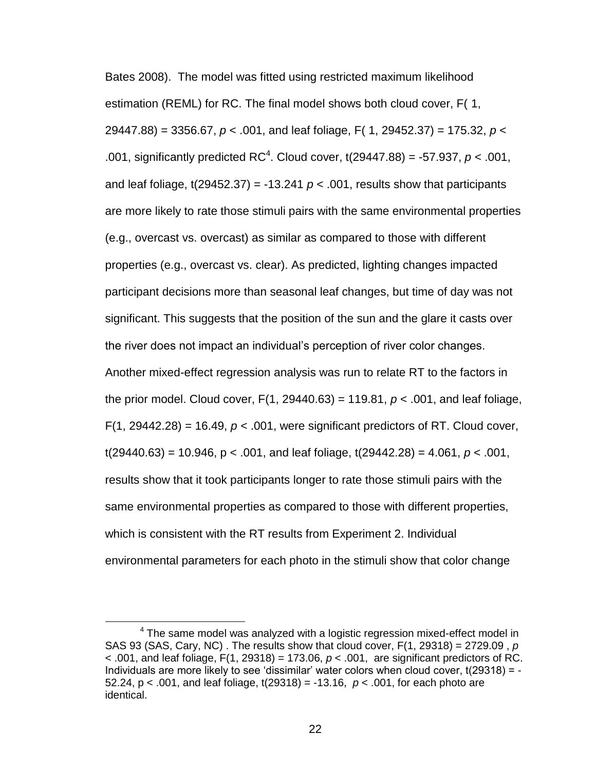Bates 2008). The model was fitted using restricted maximum likelihood estimation (REML) for RC. The final model shows both cloud cover, $F(1, 29447.88) = 3356.67$, $p < .001$, and leaf foliage, $F(1, 29452.37) = 175.32$, $p < .001$, significantly predicted RC[4]. Cloud cover, $t(29447.88) = -57.937$, $p < .001$, and leaf foliage, $t(29452.37) = -13.241$ $p < .001$, results show that participants are more likely to rate those stimuli pairs with the same environmental properties (e.g., overcast vs. overcast) as similar as compared to those with different properties (e.g., overcast vs. clear). As predicted, lighting changes impacted participant decisions more than seasonal leaf changes, but time of day was not significant. This suggests that the position of the sun and the glare it casts over the river does not impact an individual's perception of river color changes. Another mixed-effect regression analysis was run to relate RT to the factors in the prior model. Cloud cover, $F(1, 29440.63) = 119.81$, $p < .001$, and leaf foliage, $F(1, 29442.28) = 16.49$, $p < .001$, were significant predictors of RT. Cloud cover, $t(29440.63) = 10.946$, $p < .001$, and leaf foliage, $t(29442.28) = 4.061$, $p < .001$, results show that it took participants longer to rate those stimuli pairs with the same environmental properties as compared to those with different properties, which is consistent with the RT results from Experiment 2. Individual environmental parameters for each photo in the stimuli show that color change

[4] The same model was analyzed with a logistic regression mixed-effect model in SAS 93 (SAS, Cary, NC). The results show that cloud cover, $F(1, 29318) = 2729.09$, $p < .001$, and leaf foliage, $F(1, 29318) = 173.06$, $p < .001$, are significant predictors of RC. Individuals are more likely to see 'dissimilar' water colors when cloud cover, $t(29318) = -52.24$, $p < .001$, and leaf foliage, $t(29318) = -13.16$, $p < .001$, for each photo are identical.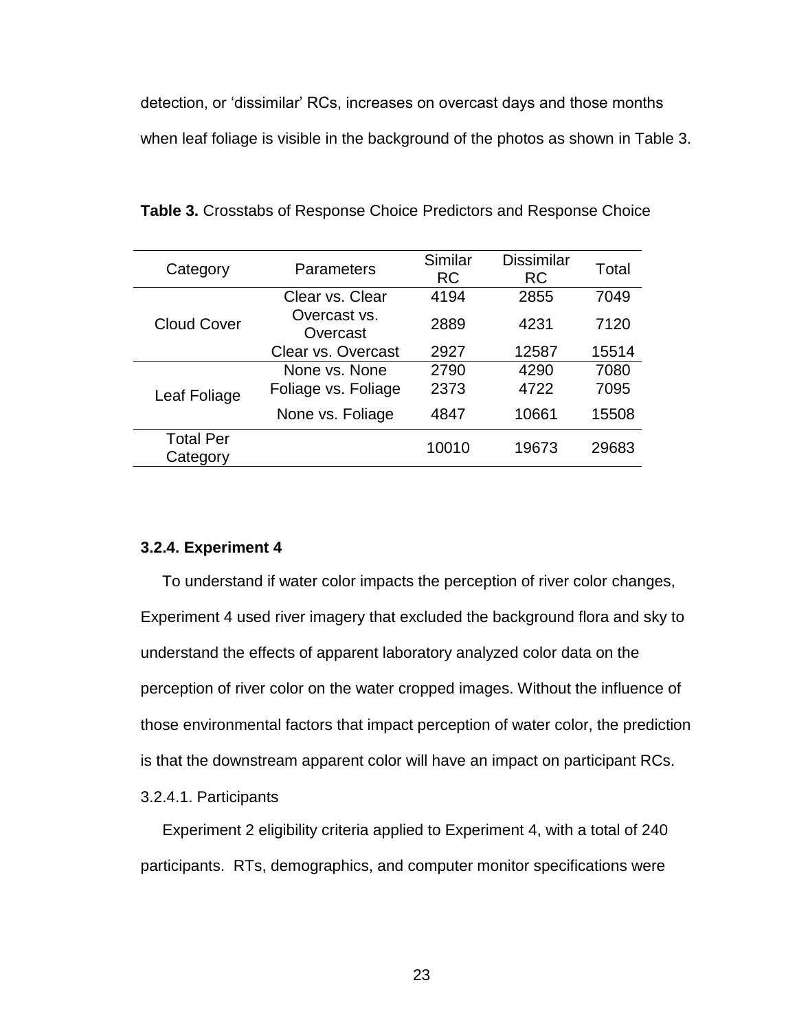detection, or 'dissimilar' RCs, increases on overcast days and those months when leaf foliage is visible in the background of the photos as shown in Table 3.

**Table 3.** Crosstabs of Response Choice Predictors and Response Choice

| Category | Parameters | Similar RC | Dissimilar RC | Total |
|---|---|---|---|---|
| Cloud Cover | Clear vs. Clear | 4194 | 2855 | 7049 |
| | Overcast vs. Overcast | 2889 | 4231 | 7120 |
| | Clear vs. Overcast | 2927 | 12587 | 15514 |
| Leaf Foliage | None vs. None | 2790 | 4290 | 7080 |
| | Foliage vs. Foliage | 2373 | 4722 | 7095 |
| | None vs. Foliage | 4847 | 10661 | 15508 |
| Total Per Category | | 10010 | 19673 | 29683 |

### 3.2.4. Experiment 4

To understand if water color impacts the perception of river color changes, Experiment 4 used river imagery that excluded the background flora and sky to understand the effects of apparent laboratory analyzed color data on the perception of river color on the water cropped images. Without the influence of those environmental factors that impact perception of water color, the prediction is that the downstream apparent color will have an impact on participant RCs.

3.2.4.1. Participants

Experiment 2 eligibility criteria applied to Experiment 4, with a total of 240 participants. RTs, demographics, and computer monitor specifications were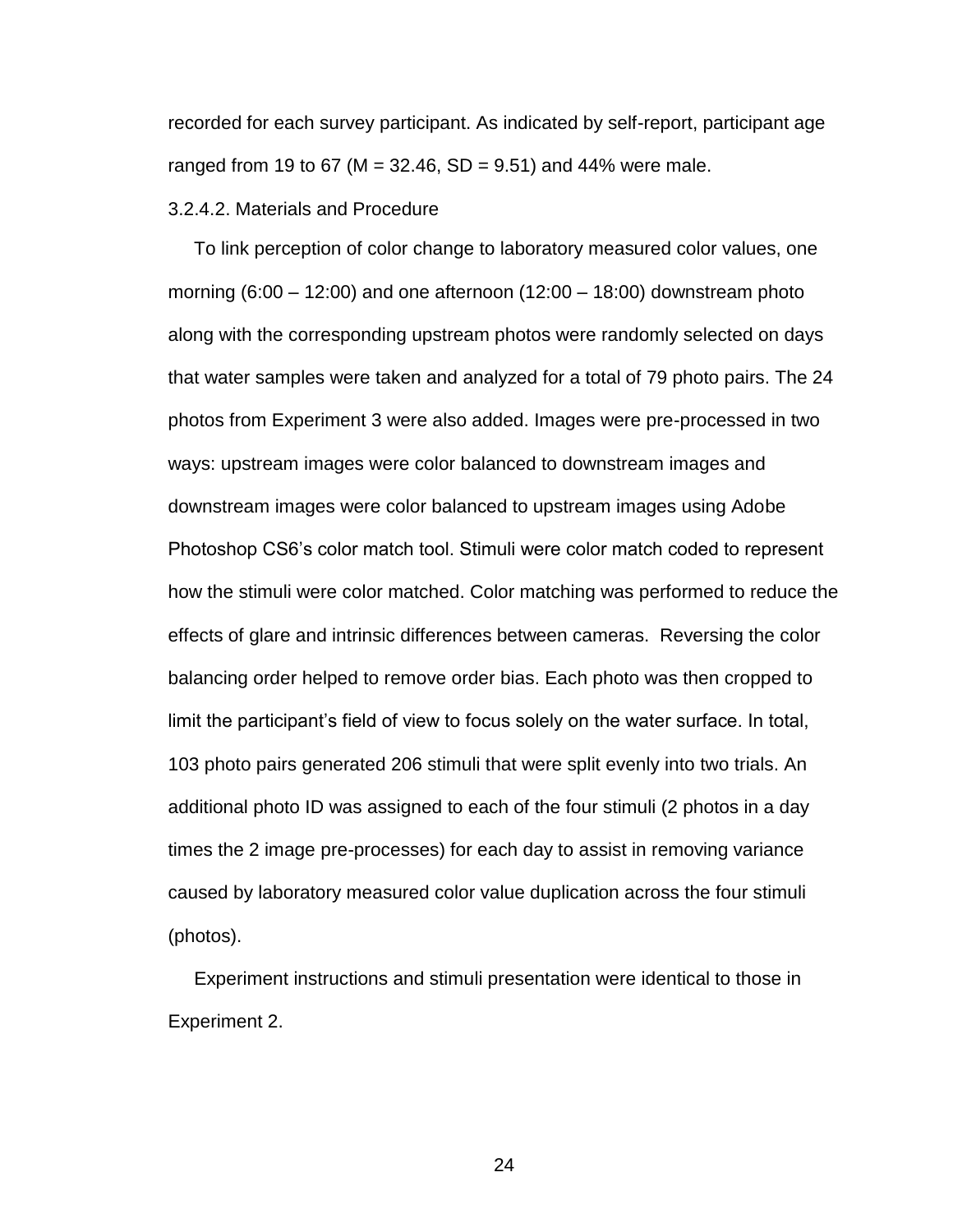recorded for each survey participant. As indicated by self-report, participant age ranged from 19 to 67 (M = 32.46, SD = 9.51) and 44% were male.

#### 3.2.4.2. Materials and Procedure

To link perception of color change to laboratory measured color values, one morning (6:00 – 12:00) and one afternoon (12:00 – 18:00) downstream photo along with the corresponding upstream photos were randomly selected on days that water samples were taken and analyzed for a total of 79 photo pairs. The 24 photos from Experiment 3 were also added. Images were pre-processed in two ways: upstream images were color balanced to downstream images and downstream images were color balanced to upstream images using Adobe Photoshop CS6's color match tool. Stimuli were color match coded to represent how the stimuli were color matched. Color matching was performed to reduce the effects of glare and intrinsic differences between cameras. Reversing the color balancing order helped to remove order bias. Each photo was then cropped to limit the participant's field of view to focus solely on the water surface. In total, 103 photo pairs generated 206 stimuli that were split evenly into two trials. An additional photo ID was assigned to each of the four stimuli (2 photos in a day times the 2 image pre-processes) for each day to assist in removing variance caused by laboratory measured color value duplication across the four stimuli (photos).

Experiment instructions and stimuli presentation were identical to those in Experiment 2.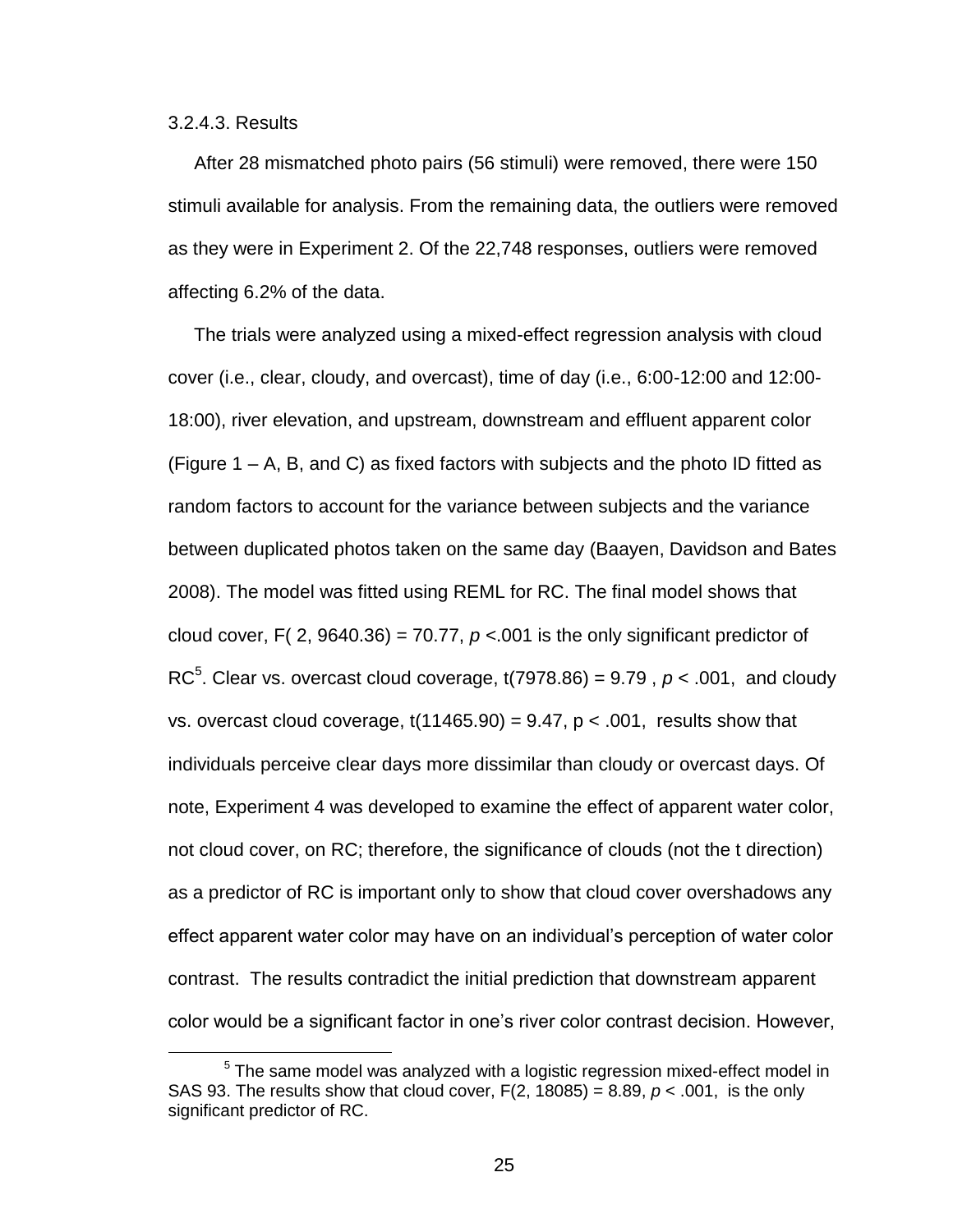### 3.2.4.3. Results

After 28 mismatched photo pairs (56 stimuli) were removed, there were 150 stimuli available for analysis. From the remaining data, the outliers were removed as they were in Experiment 2. Of the 22,748 responses, outliers were removed affecting 6.2% of the data.

The trials were analyzed using a mixed-effect regression analysis with cloud cover (i.e., clear, cloudy, and overcast), time of day (i.e., 6:00-12:00 and 12:00-18:00), river elevation, and upstream, downstream and effluent apparent color (Figure 1 – A, B, and C) as fixed factors with subjects and the photo ID fitted as random factors to account for the variance between subjects and the variance between duplicated photos taken on the same day (Baayen, Davidson and Bates 2008). The model was fitted using REML for RC. The final model shows that cloud cover, $F(2, 9640.36) = 70.77$, $p < .001$ is the only significant predictor of RC[5]. Clear vs. overcast cloud coverage, $t(7978.86) = 9.79$, $p < .001$, and cloudy vs. overcast cloud coverage, $t(11465.90) = 9.47$, $p < .001$, results show that individuals perceive clear days more dissimilar than cloudy or overcast days. Of note, Experiment 4 was developed to examine the effect of apparent water color, not cloud cover, on RC; therefore, the significance of clouds (not the t direction) as a predictor of RC is important only to show that cloud cover overshadows any effect apparent water color may have on an individual's perception of water color contrast. The results contradict the initial prediction that downstream apparent color would be a significant factor in one's river color contrast decision. However,

[5] The same model was analyzed with a logistic regression mixed-effect model in SAS 93. The results show that cloud cover, $F(2, 18085) = 8.89$, $p < .001$, is the only significant predictor of RC.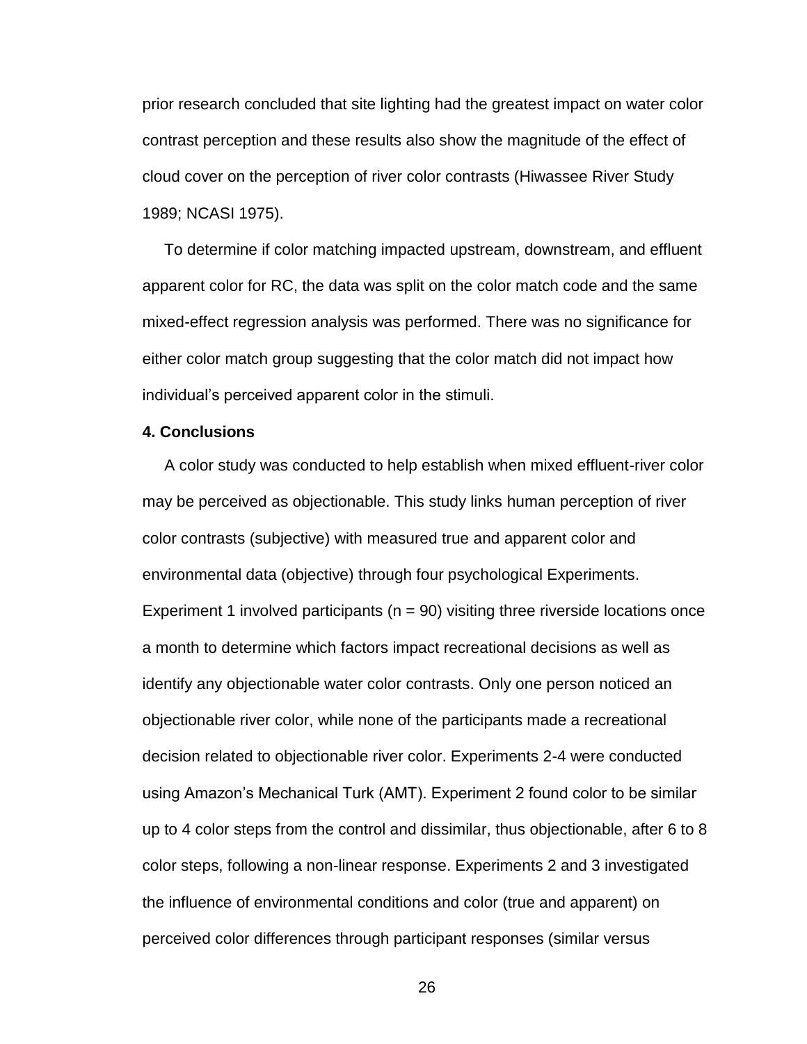prior research concluded that site lighting had the greatest impact on water color contrast perception and these results also show the magnitude of the effect of cloud cover on the perception of river color contrasts (Hiwassee River Study 1989; NCASI 1975).

To determine if color matching impacted upstream, downstream, and effluent apparent color for RC, the data was split on the color match code and the same mixed-effect regression analysis was performed. There was no significance for either color match group suggesting that the color match did not impact how individual's perceived apparent color in the stimuli.

**4. Conclusions**

A color study was conducted to help establish when mixed effluent-river color may be perceived as objectionable. This study links human perception of river color contrasts (subjective) with measured true and apparent color and environmental data (objective) through four psychological Experiments. Experiment 1 involved participants (n = 90) visiting three riverside locations once a month to determine which factors impact recreational decisions as well as identify any objectionable water color contrasts. Only one person noticed an objectionable river color, while none of the participants made a recreational decision related to objectionable river color. Experiments 2-4 were conducted using Amazon's Mechanical Turk (AMT). Experiment 2 found color to be similar up to 4 color steps from the control and dissimilar, thus objectionable, after 6 to 8 color steps, following a non-linear response. Experiments 2 and 3 investigated the influence of environmental conditions and color (true and apparent) on perceived color differences through participant responses (similar versus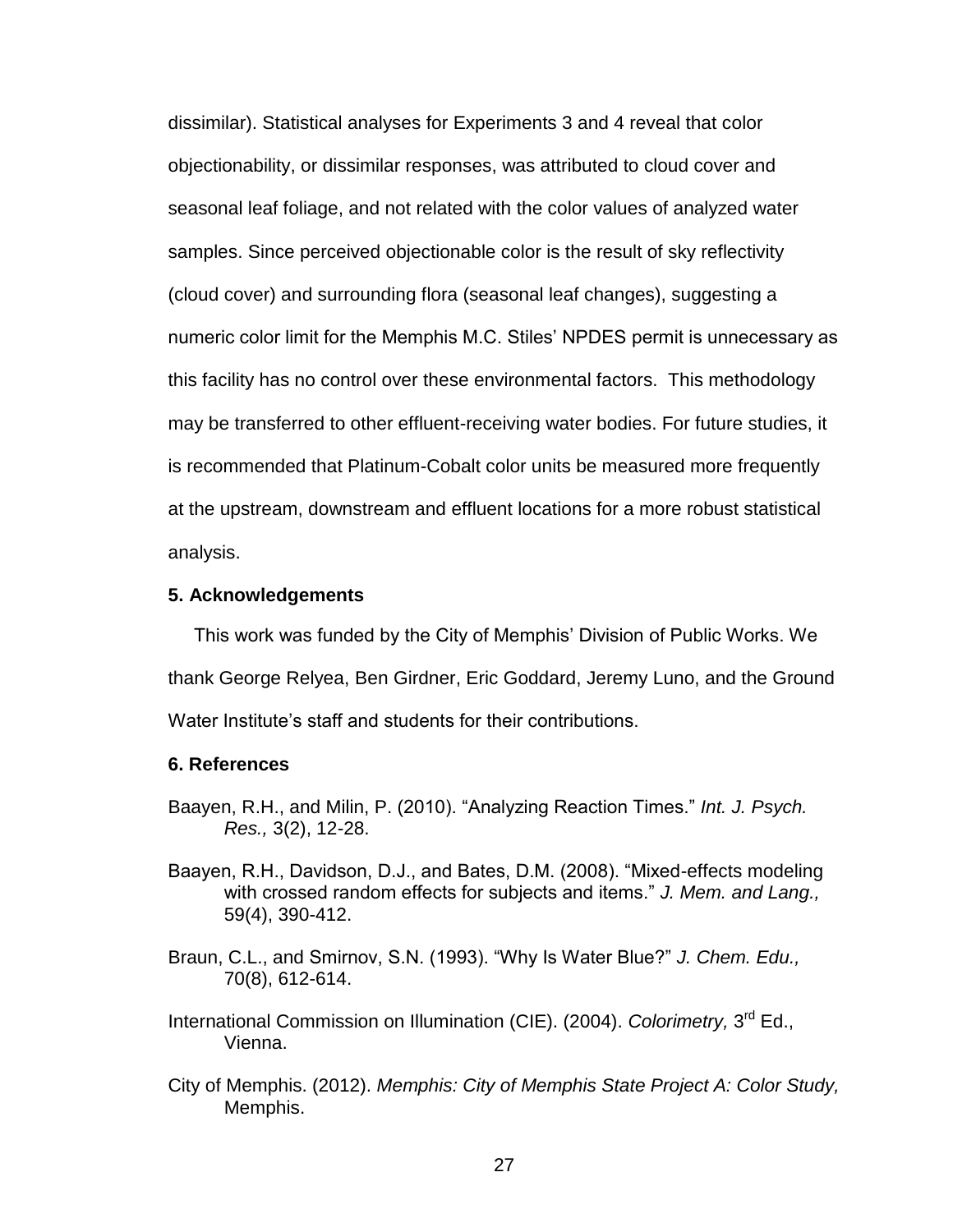dissimilar). Statistical analyses for Experiments 3 and 4 reveal that color objectionability, or dissimilar responses, was attributed to cloud cover and seasonal leaf foliage, and not related with the color values of analyzed water samples. Since perceived objectionable color is the result of sky reflectivity (cloud cover) and surrounding flora (seasonal leaf changes), suggesting a numeric color limit for the Memphis M.C. Stiles' NPDES permit is unnecessary as this facility has no control over these environmental factors. This methodology may be transferred to other effluent-receiving water bodies. For future studies, it is recommended that Platinum-Cobalt color units be measured more frequently at the upstream, downstream and effluent locations for a more robust statistical analysis.

### 5. Acknowledgements

This work was funded by the City of Memphis' Division of Public Works. We thank George Relyea, Ben Girdner, Eric Goddard, Jeremy Luno, and the Ground Water Institute's staff and students for their contributions.

### 6. References

Baayen, R.H., and Milin, P. (2010). "Analyzing Reaction Times." *Int. J. Psych. Res.,* 3(2), 12-28.

Baayen, R.H., Davidson, D.J., and Bates, D.M. (2008). "Mixed-effects modeling with crossed random effects for subjects and items." *J. Mem. and Lang.,* 59(4), 390-412.

Braun, C.L., and Smirnov, S.N. (1993). "Why Is Water Blue?" *J. Chem. Edu.,* 70(8), 612-614.

International Commission on Illumination (CIE). (2004). *Colorimetry,* 3rd Ed., Vienna.

City of Memphis. (2012). *Memphis: City of Memphis State Project A: Color Study,* Memphis.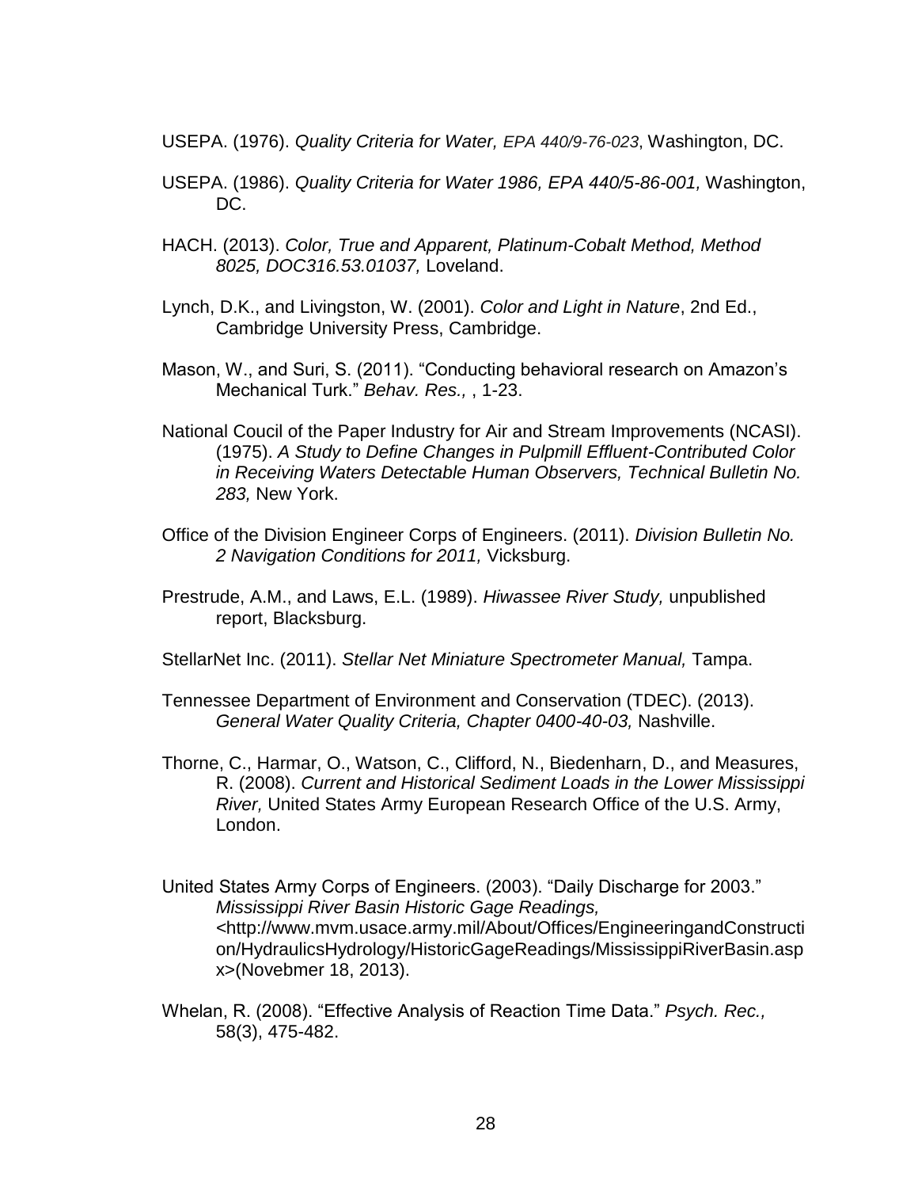USEPA. (1976). *Quality Criteria for Water, EPA 440/9-76-023*, Washington, DC.

USEPA. (1986). *Quality Criteria for Water 1986, EPA 440/5-86-001,* Washington, DC.

HACH. (2013). *Color, True and Apparent, Platinum-Cobalt Method, Method 8025, DOC316.53.01037,* Loveland.

Lynch, D.K., and Livingston, W. (2001). *Color and Light in Nature*, 2nd Ed., Cambridge University Press, Cambridge.

Mason, W., and Suri, S. (2011). "Conducting behavioral research on Amazon's Mechanical Turk." *Behav. Res.,* , 1-23.

National Coucil of the Paper Industry for Air and Stream Improvements (NCASI). (1975). *A Study to Define Changes in Pulpmill Effluent-Contributed Color in Receiving Waters Detectable Human Observers, Technical Bulletin No. 283,* New York.

Office of the Division Engineer Corps of Engineers. (2011). *Division Bulletin No. 2 Navigation Conditions for 2011,* Vicksburg.

Prestrude, A.M., and Laws, E.L. (1989). *Hiwassee River Study,* unpublished report, Blacksburg.

StellarNet Inc. (2011). *Stellar Net Miniature Spectrometer Manual,* Tampa.

Tennessee Department of Environment and Conservation (TDEC). (2013). *General Water Quality Criteria, Chapter 0400-40-03,* Nashville.

Thorne, C., Harmar, O., Watson, C., Clifford, N., Biedenharn, D., and Measures, R. (2008). *Current and Historical Sediment Loads in the Lower Mississippi River,* United States Army European Research Office of the U.S. Army, London.

United States Army Corps of Engineers. (2003). "Daily Discharge for 2003." *Mississippi River Basin Historic Gage Readings,* <http://www.mvm.usace.army.mil/About/Offices/EngineeringandConstruction/HydraulicsHydrology/HistoricGageReadings/MississippiRiverBasin.aspx>(Novebmer 18, 2013).

Whelan, R. (2008). "Effective Analysis of Reaction Time Data." *Psych. Rec.,* 58(3), 475-482.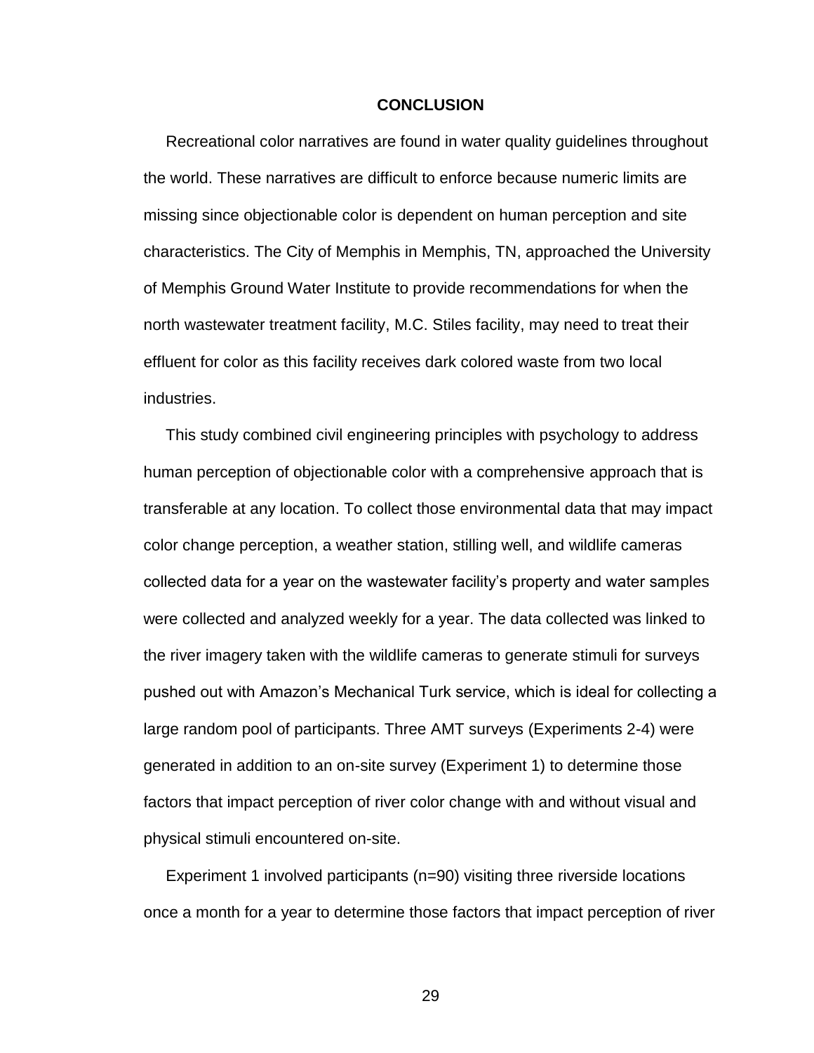## CONCLUSION

Recreational color narratives are found in water quality guidelines throughout the world. These narratives are difficult to enforce because numeric limits are missing since objectionable color is dependent on human perception and site characteristics. The City of Memphis in Memphis, TN, approached the University of Memphis Ground Water Institute to provide recommendations for when the north wastewater treatment facility, M.C. Stiles facility, may need to treat their effluent for color as this facility receives dark colored waste from two local industries.

This study combined civil engineering principles with psychology to address human perception of objectionable color with a comprehensive approach that is transferable at any location. To collect those environmental data that may impact color change perception, a weather station, stilling well, and wildlife cameras collected data for a year on the wastewater facility's property and water samples were collected and analyzed weekly for a year. The data collected was linked to the river imagery taken with the wildlife cameras to generate stimuli for surveys pushed out with Amazon's Mechanical Turk service, which is ideal for collecting a large random pool of participants. Three AMT surveys (Experiments 2-4) were generated in addition to an on-site survey (Experiment 1) to determine those factors that impact perception of river color change with and without visual and physical stimuli encountered on-site.

Experiment 1 involved participants (n=90) visiting three riverside locations once a month for a year to determine those factors that impact perception of river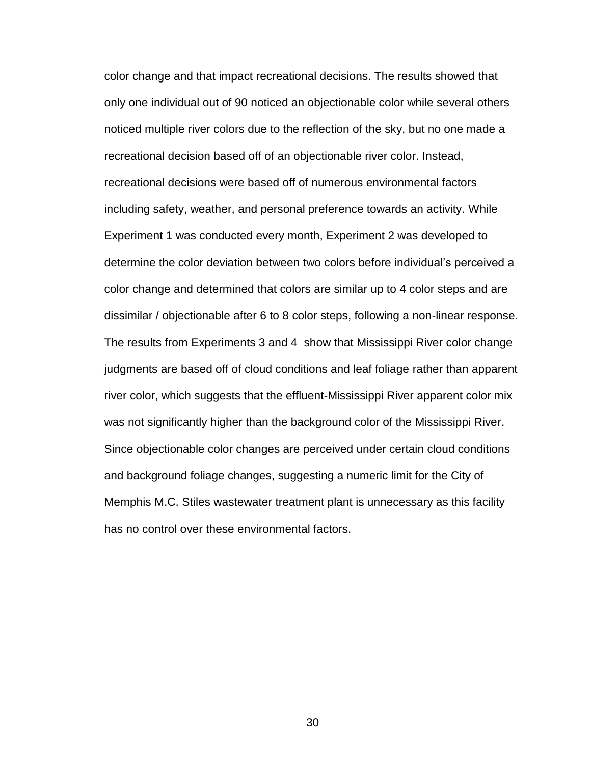color change and that impact recreational decisions. The results showed that only one individual out of 90 noticed an objectionable color while several others noticed multiple river colors due to the reflection of the sky, but no one made a recreational decision based off of an objectionable river color. Instead, recreational decisions were based off of numerous environmental factors including safety, weather, and personal preference towards an activity. While Experiment 1 was conducted every month, Experiment 2 was developed to determine the color deviation between two colors before individual's perceived a color change and determined that colors are similar up to 4 color steps and are dissimilar / objectionable after 6 to 8 color steps, following a non-linear response. The results from Experiments 3 and 4 show that Mississippi River color change judgments are based off of cloud conditions and leaf foliage rather than apparent river color, which suggests that the effluent-Mississippi River apparent color mix was not significantly higher than the background color of the Mississippi River. Since objectionable color changes are perceived under certain cloud conditions and background foliage changes, suggesting a numeric limit for the City of Memphis M.C. Stiles wastewater treatment plant is unnecessary as this facility has no control over these environmental factors.